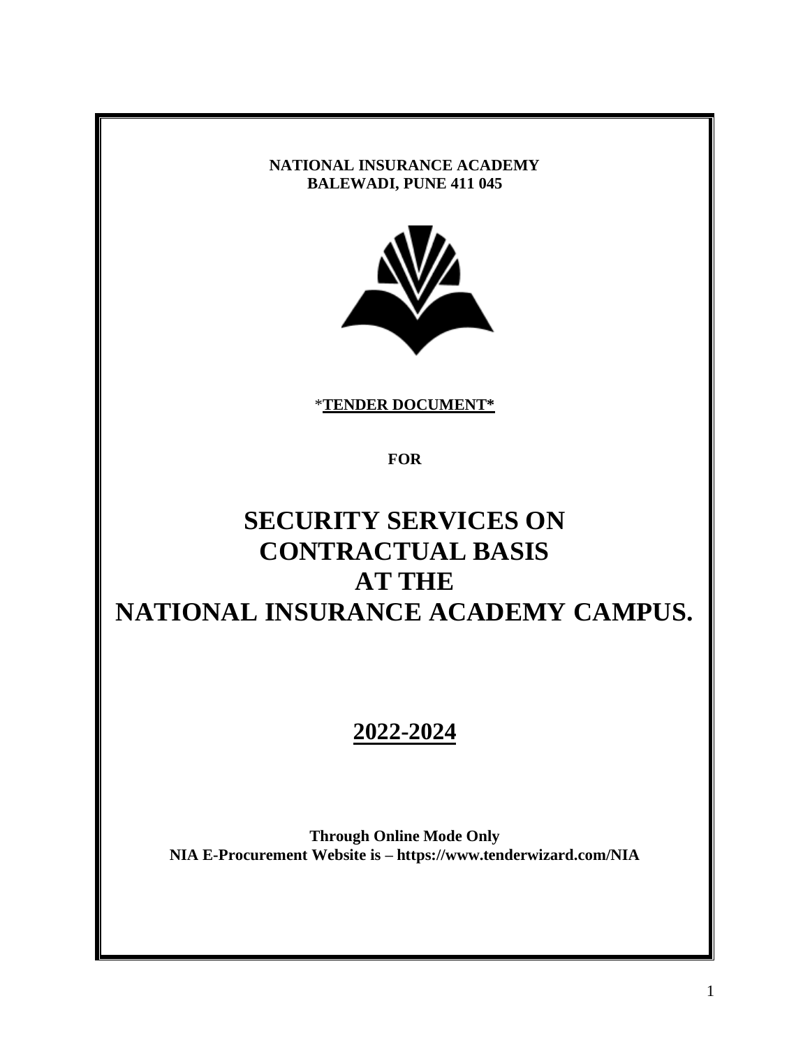**NATIONAL INSURANCE ACADEMY**
**BALEWADI, PUNE 411 045**

*__TENDER DOCUMENT__*

**FOR**

# SECURITY SERVICES ON CONTRACTUAL BASIS AT THE NATIONAL INSURANCE ACADEMY CAMPUS.

## 2022-2024

**Through Online Mode Only**
**NIA E-Procurement Website is – https://www.tenderwizard.com/NIA**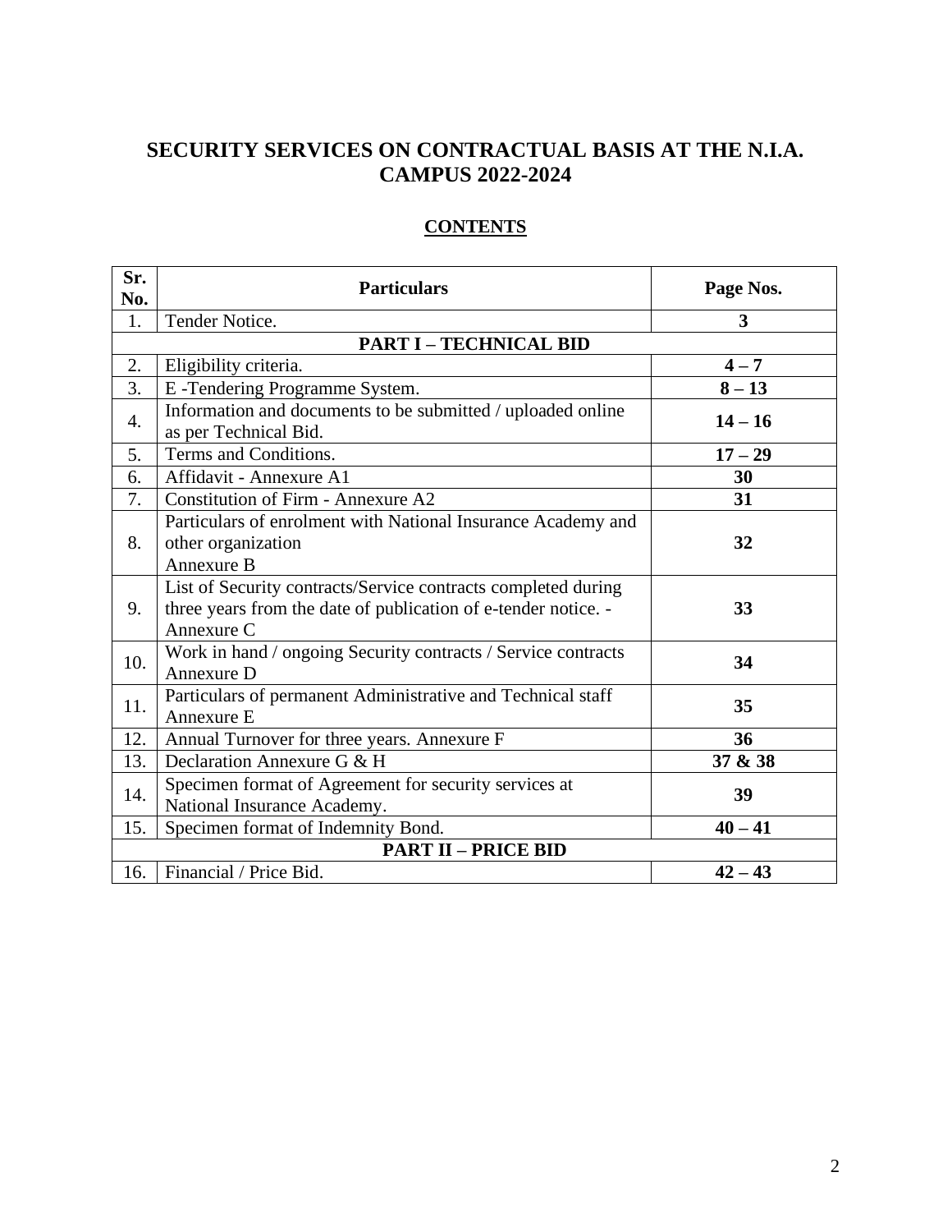# SECURITY SERVICES ON CONTRACTUAL BASIS AT THE N.I.A. CAMPUS 2022-2024

## CONTENTS

| Sr. No. | Particulars | Page Nos. |
|---|---|---|
| 1. | Tender Notice. | **3** |
| | **PART I – TECHNICAL BID** | |
| 2. | Eligibility criteria. | **4 – 7** |
| 3. | E -Tendering Programme System. | **8 – 13** |
| 4. | Information and documents to be submitted / uploaded online as per Technical Bid. | **14 – 16** |
| 5. | Terms and Conditions. | **17 – 29** |
| 6. | Affidavit - Annexure A1 | **30** |
| 7. | Constitution of Firm - Annexure A2 | **31** |
| 8. | Particulars of enrolment with National Insurance Academy and other organization Annexure B | **32** |
| 9. | List of Security contracts/Service contracts completed during three years from the date of publication of e-tender notice. - Annexure C | **33** |
| 10. | Work in hand / ongoing Security contracts / Service contracts Annexure D | **34** |
| 11. | Particulars of permanent Administrative and Technical staff Annexure E | **35** |
| 12. | Annual Turnover for three years. Annexure F | **36** |
| 13. | Declaration Annexure G & H | **37 & 38** |
| 14. | Specimen format of Agreement for security services at National Insurance Academy. | **39** |
| 15. | Specimen format of Indemnity Bond. | **40 – 41** |
| | **PART II – PRICE BID** | |
| 16. | Financial / Price Bid. | **42 – 43** |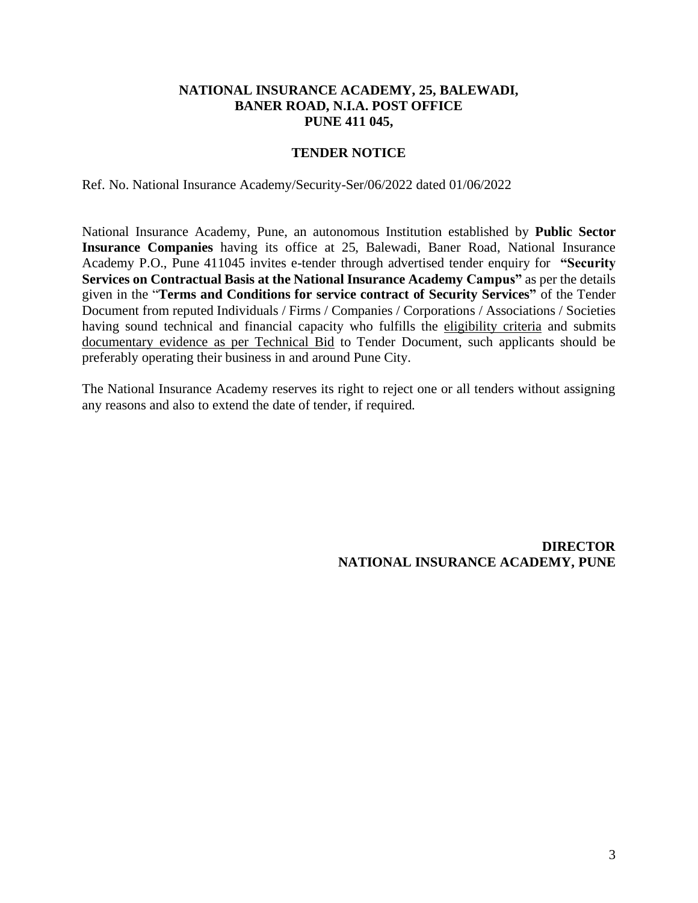**NATIONAL INSURANCE ACADEMY, 25, BALEWADI,**
**BANER ROAD, N.I.A. POST OFFICE**
**PUNE 411 045,**

## TENDER NOTICE

Ref. No. National Insurance Academy/Security-Ser/06/2022 dated 01/06/2022

National Insurance Academy, Pune, an autonomous Institution established by **Public Sector Insurance Companies** having its office at 25, Balewadi, Baner Road, National Insurance Academy P.O., Pune 411045 invites e-tender through advertised tender enquiry for **"Security Services on Contractual Basis at the National Insurance Academy Campus"** as per the details given in the "**Terms and Conditions for service contract of Security Services"** of the Tender Document from reputed Individuals / Firms / Companies / Corporations / Associations / Societies having sound technical and financial capacity who fulfills the eligibility criteria and submits documentary evidence as per Technical Bid to Tender Document, such applicants should be preferably operating their business in and around Pune City.

The National Insurance Academy reserves its right to reject one or all tenders without assigning any reasons and also to extend the date of tender, if required.

**DIRECTOR**
**NATIONAL INSURANCE ACADEMY, PUNE**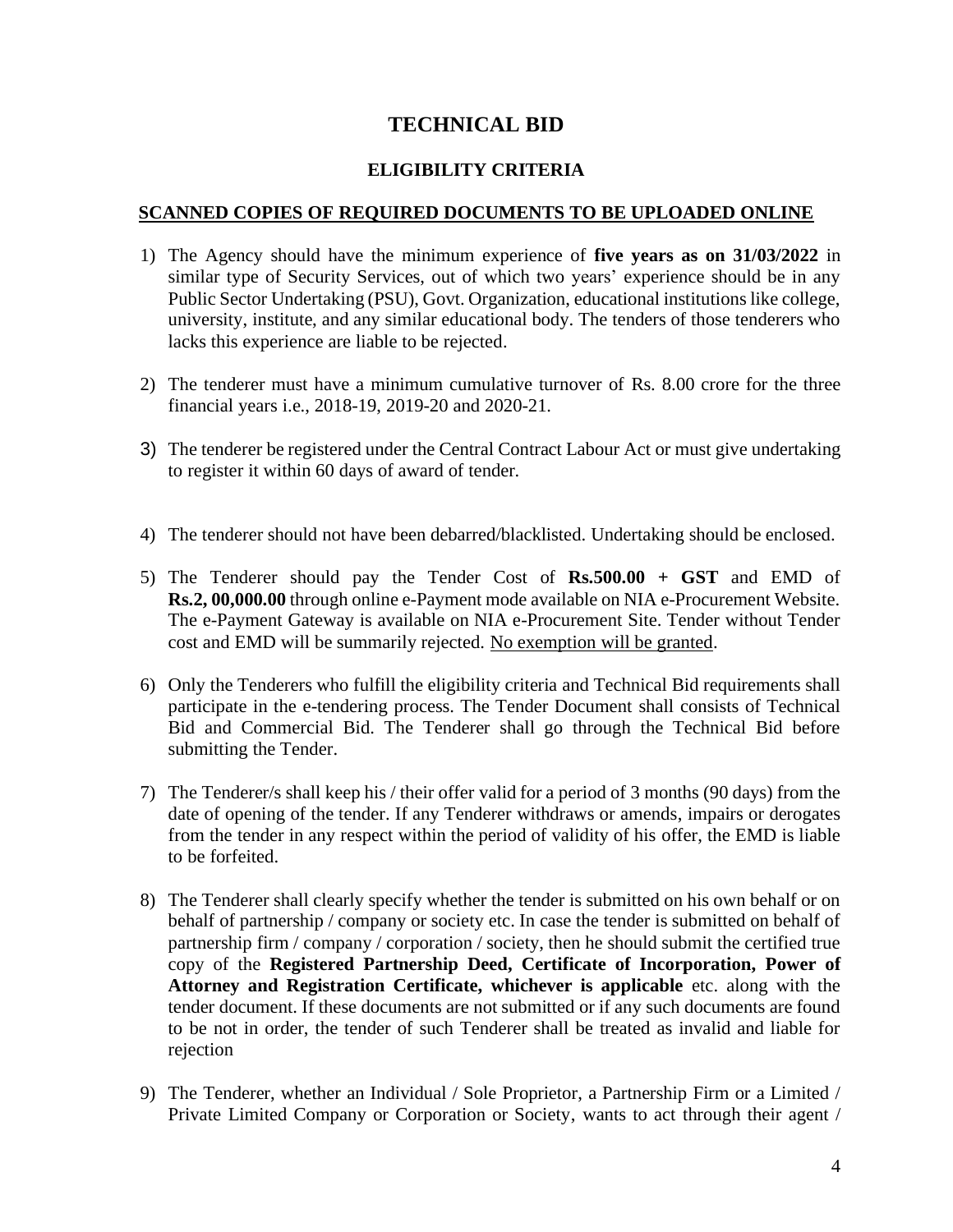# TECHNICAL BID

## ELIGIBILITY CRITERIA

### SCANNED COPIES OF REQUIRED DOCUMENTS TO BE UPLOADED ONLINE

1) The Agency should have the minimum experience of **five years as on 31/03/2022** in similar type of Security Services, out of which two years' experience should be in any Public Sector Undertaking (PSU), Govt. Organization, educational institutions like college, university, institute, and any similar educational body. The tenders of those tenderers who lacks this experience are liable to be rejected.

2) The tenderer must have a minimum cumulative turnover of Rs. 8.00 crore for the three financial years i.e., 2018-19, 2019-20 and 2020-21.

3) The tenderer be registered under the Central Contract Labour Act or must give undertaking to register it within 60 days of award of tender.

4) The tenderer should not have been debarred/blacklisted. Undertaking should be enclosed.

5) The Tenderer should pay the Tender Cost of **Rs.500.00 + GST** and EMD of **Rs.2, 00,000.00** through online e-Payment mode available on NIA e-Procurement Website. The e-Payment Gateway is available on NIA e-Procurement Site. Tender without Tender cost and EMD will be summarily rejected. <u>No exemption will be granted</u>.

6) Only the Tenderers who fulfill the eligibility criteria and Technical Bid requirements shall participate in the e-tendering process. The Tender Document shall consists of Technical Bid and Commercial Bid. The Tenderer shall go through the Technical Bid before submitting the Tender.

7) The Tenderer/s shall keep his / their offer valid for a period of 3 months (90 days) from the date of opening of the tender. If any Tenderer withdraws or amends, impairs or derogates from the tender in any respect within the period of validity of his offer, the EMD is liable to be forfeited.

8) The Tenderer shall clearly specify whether the tender is submitted on his own behalf or on behalf of partnership / company or society etc. In case the tender is submitted on behalf of partnership firm / company / corporation / society, then he should submit the certified true copy of the **Registered Partnership Deed, Certificate of Incorporation, Power of Attorney and Registration Certificate, whichever is applicable** etc. along with the tender document. If these documents are not submitted or if any such documents are found to be not in order, the tender of such Tenderer shall be treated as invalid and liable for rejection

9) The Tenderer, whether an Individual / Sole Proprietor, a Partnership Firm or a Limited / Private Limited Company or Corporation or Society, wants to act through their agent /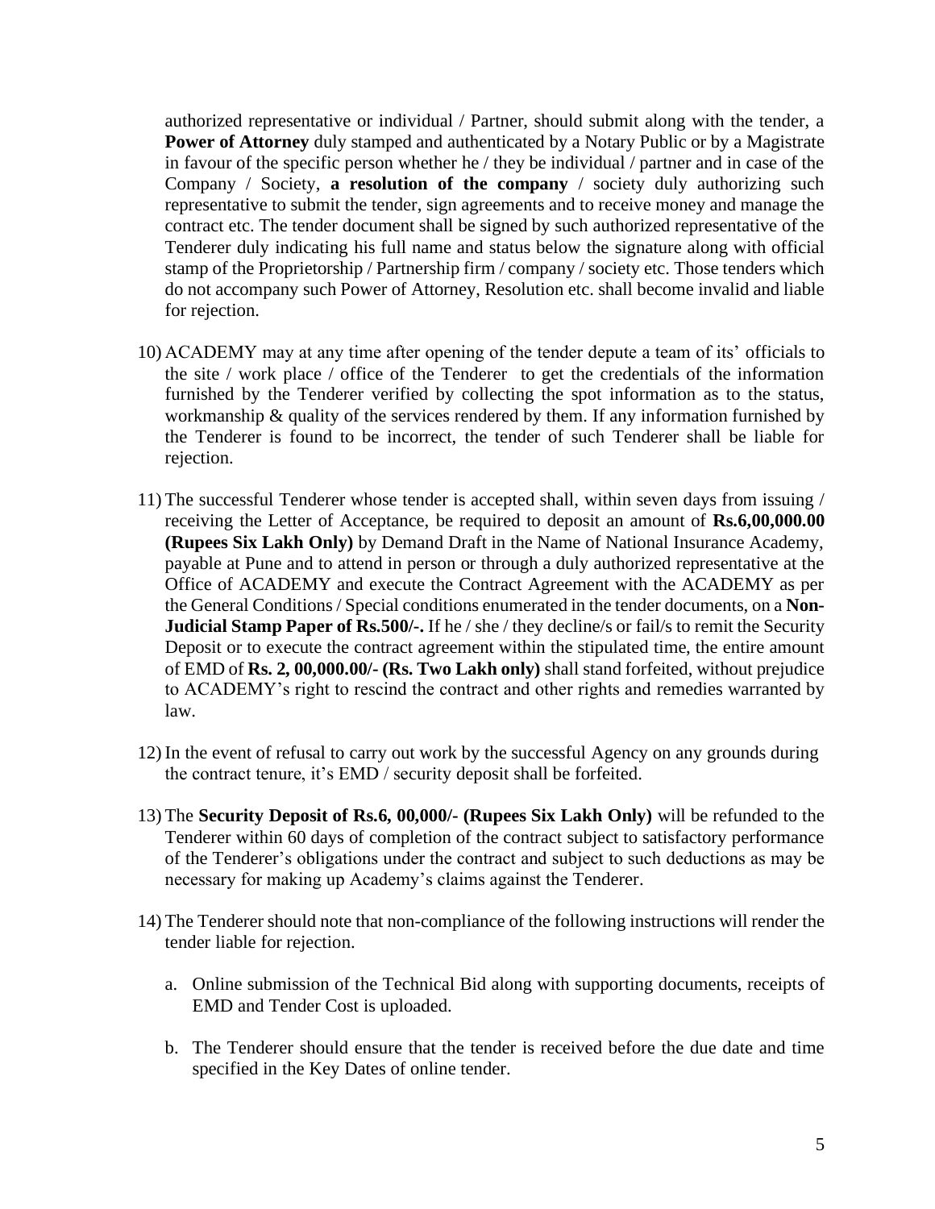authorized representative or individual / Partner, should submit along with the tender, a **Power of Attorney** duly stamped and authenticated by a Notary Public or by a Magistrate in favour of the specific person whether he / they be individual / partner and in case of the Company / Society, **a resolution of the company** / society duly authorizing such representative to submit the tender, sign agreements and to receive money and manage the contract etc. The tender document shall be signed by such authorized representative of the Tenderer duly indicating his full name and status below the signature along with official stamp of the Proprietorship / Partnership firm / company / society etc. Those tenders which do not accompany such Power of Attorney, Resolution etc. shall become invalid and liable for rejection.

10) ACADEMY may at any time after opening of the tender depute a team of its' officials to the site / work place / office of the Tenderer to get the credentials of the information furnished by the Tenderer verified by collecting the spot information as to the status, workmanship & quality of the services rendered by them. If any information furnished by the Tenderer is found to be incorrect, the tender of such Tenderer shall be liable for rejection.

11) The successful Tenderer whose tender is accepted shall, within seven days from issuing / receiving the Letter of Acceptance, be required to deposit an amount of **Rs.6,00,000.00 (Rupees Six Lakh Only)** by Demand Draft in the Name of National Insurance Academy, payable at Pune and to attend in person or through a duly authorized representative at the Office of ACADEMY and execute the Contract Agreement with the ACADEMY as per the General Conditions / Special conditions enumerated in the tender documents, on a **Non-Judicial Stamp Paper of Rs.500/-.** If he / she / they decline/s or fail/s to remit the Security Deposit or to execute the contract agreement within the stipulated time, the entire amount of EMD of **Rs. 2, 00,000.00/- (Rs. Two Lakh only)** shall stand forfeited, without prejudice to ACADEMY's right to rescind the contract and other rights and remedies warranted by law.

12) In the event of refusal to carry out work by the successful Agency on any grounds during the contract tenure, it's EMD / security deposit shall be forfeited.

13) The **Security Deposit of Rs.6, 00,000/- (Rupees Six Lakh Only)** will be refunded to the Tenderer within 60 days of completion of the contract subject to satisfactory performance of the Tenderer's obligations under the contract and subject to such deductions as may be necessary for making up Academy's claims against the Tenderer.

14) The Tenderer should note that non-compliance of the following instructions will render the tender liable for rejection.

    a. Online submission of the Technical Bid along with supporting documents, receipts of EMD and Tender Cost is uploaded.

    b. The Tenderer should ensure that the tender is received before the due date and time specified in the Key Dates of online tender.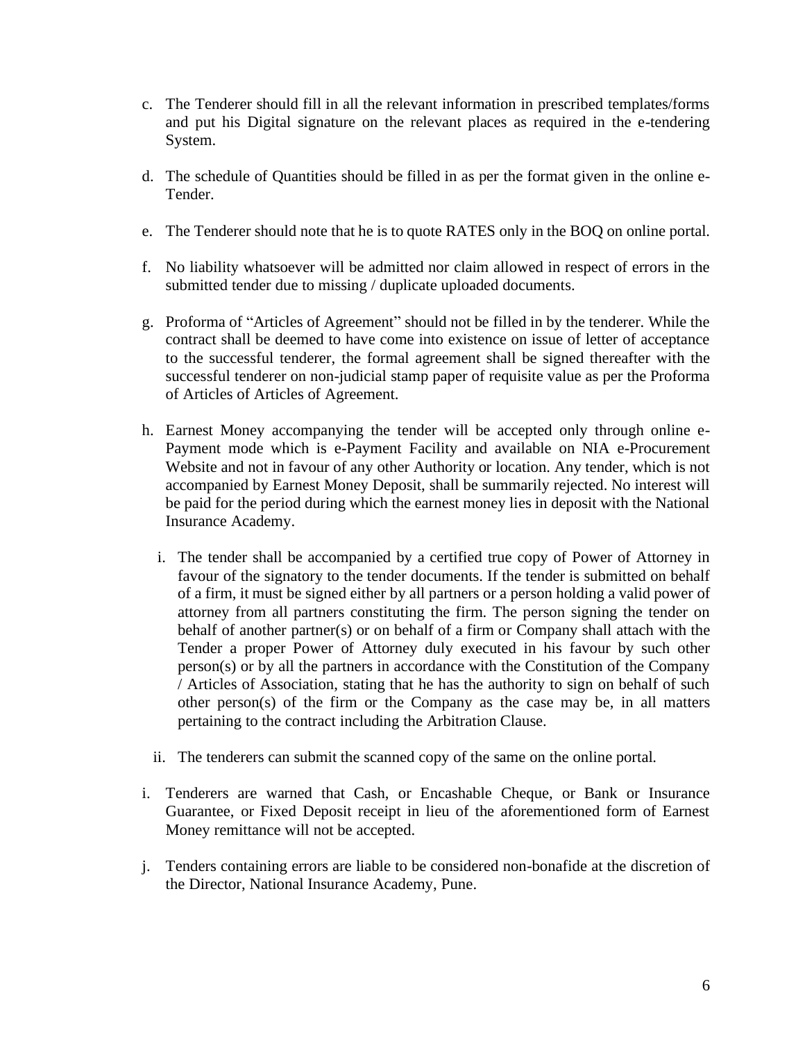c. The Tenderer should fill in all the relevant information in prescribed templates/forms and put his Digital signature on the relevant places as required in the e-tendering System.

d. The schedule of Quantities should be filled in as per the format given in the online e-Tender.

e. The Tenderer should note that he is to quote RATES only in the BOQ on online portal.

f. No liability whatsoever will be admitted nor claim allowed in respect of errors in the submitted tender due to missing / duplicate uploaded documents.

g. Proforma of "Articles of Agreement" should not be filled in by the tenderer. While the contract shall be deemed to have come into existence on issue of letter of acceptance to the successful tenderer, the formal agreement shall be signed thereafter with the successful tenderer on non-judicial stamp paper of requisite value as per the Proforma of Articles of Articles of Agreement.

h. Earnest Money accompanying the tender will be accepted only through online e-Payment mode which is e-Payment Facility and available on NIA e-Procurement Website and not in favour of any other Authority or location. Any tender, which is not accompanied by Earnest Money Deposit, shall be summarily rejected. No interest will be paid for the period during which the earnest money lies in deposit with the National Insurance Academy.

   i. The tender shall be accompanied by a certified true copy of Power of Attorney in favour of the signatory to the tender documents. If the tender is submitted on behalf of a firm, it must be signed either by all partners or a person holding a valid power of attorney from all partners constituting the firm. The person signing the tender on behalf of another partner(s) or on behalf of a firm or Company shall attach with the Tender a proper Power of Attorney duly executed in his favour by such other person(s) or by all the partners in accordance with the Constitution of the Company / Articles of Association, stating that he has the authority to sign on behalf of such other person(s) of the firm or the Company as the case may be, in all matters pertaining to the contract including the Arbitration Clause.

   ii. The tenderers can submit the scanned copy of the same on the online portal.

i. Tenderers are warned that Cash, or Encashable Cheque, or Bank or Insurance Guarantee, or Fixed Deposit receipt in lieu of the aforementioned form of Earnest Money remittance will not be accepted.

j. Tenders containing errors are liable to be considered non-bonafide at the discretion of the Director, National Insurance Academy, Pune.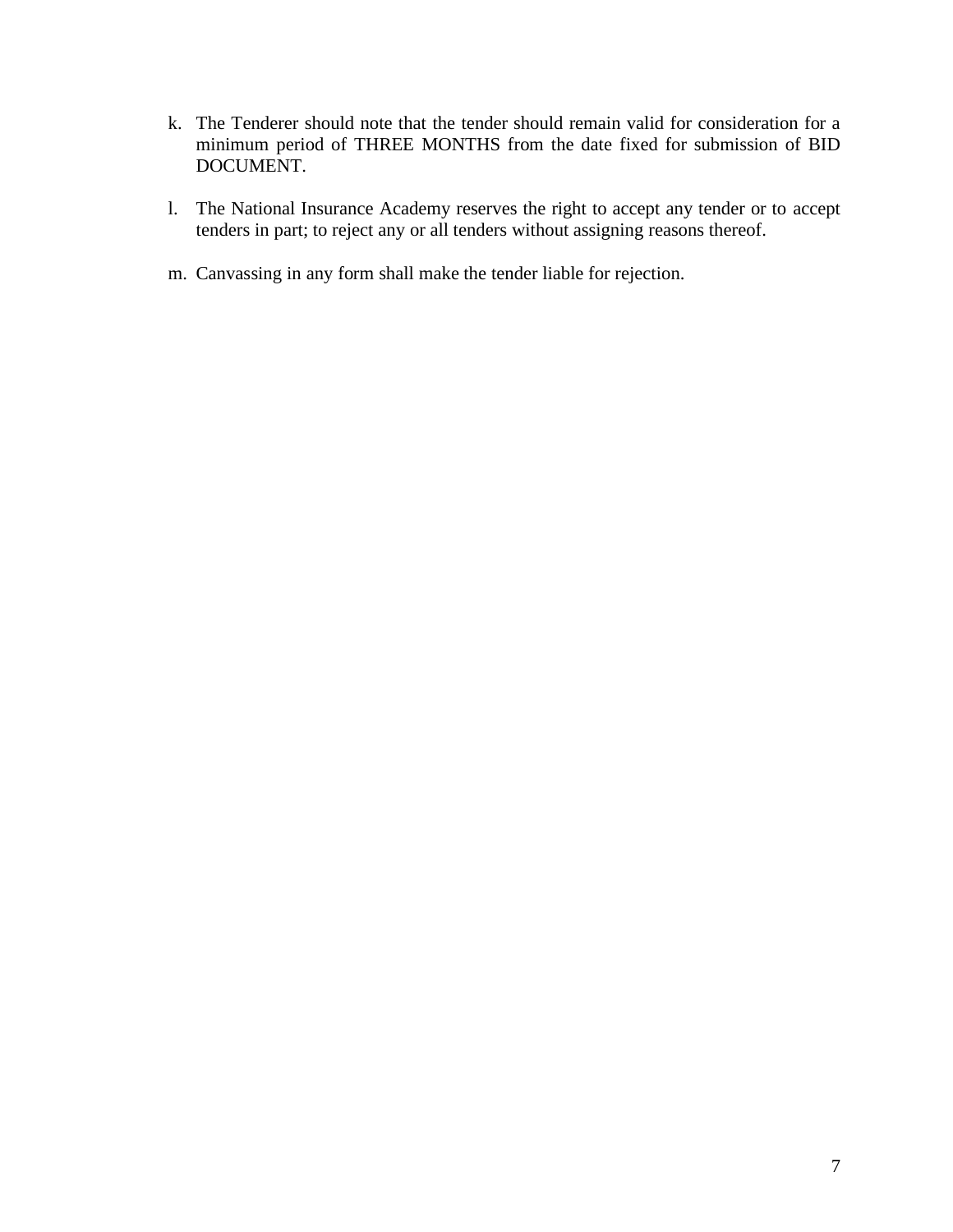k. The Tenderer should note that the tender should remain valid for consideration for a minimum period of THREE MONTHS from the date fixed for submission of BID DOCUMENT.

l. The National Insurance Academy reserves the right to accept any tender or to accept tenders in part; to reject any or all tenders without assigning reasons thereof.

m. Canvassing in any form shall make the tender liable for rejection.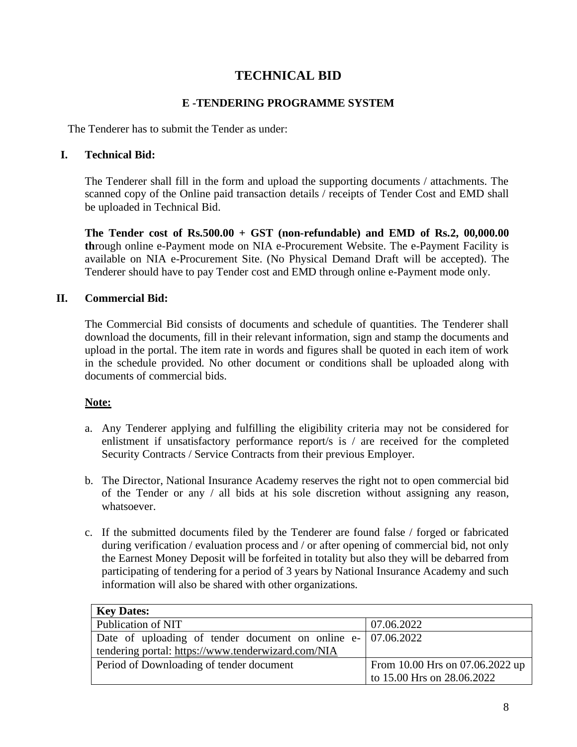# TECHNICAL BID

## E -TENDERING PROGRAMME SYSTEM

The Tenderer has to submit the Tender as under:

**I. Technical Bid:**

The Tenderer shall fill in the form and upload the supporting documents / attachments. The scanned copy of the Online paid transaction details / receipts of Tender Cost and EMD shall be uploaded in Technical Bid.

**The Tender cost of Rs.500.00 + GST (non-refundable) and EMD of Rs.2, 00,000.00 th**rough online e-Payment mode on NIA e-Procurement Website. The e-Payment Facility is available on NIA e-Procurement Site. (No Physical Demand Draft will be accepted). The Tenderer should have to pay Tender cost and EMD through online e-Payment mode only.

**II. Commercial Bid:**

The Commercial Bid consists of documents and schedule of quantities. The Tenderer shall download the documents, fill in their relevant information, sign and stamp the documents and upload in the portal. The item rate in words and figures shall be quoted in each item of work in the schedule provided. No other document or conditions shall be uploaded along with documents of commercial bids.

**Note:**

a. Any Tenderer applying and fulfilling the eligibility criteria may not be considered for enlistment if unsatisfactory performance report/s is / are received for the completed Security Contracts / Service Contracts from their previous Employer.

b. The Director, National Insurance Academy reserves the right not to open commercial bid of the Tender or any / all bids at his sole discretion without assigning any reason, whatsoever.

c. If the submitted documents filed by the Tenderer are found false / forged or fabricated during verification / evaluation process and / or after opening of commercial bid, not only the Earnest Money Deposit will be forfeited in totality but also they will be debarred from participating of tendering for a period of 3 years by National Insurance Academy and such information will also be shared with other organizations.

| **Key Dates:** | |
|---|---|
| Publication of NIT | 07.06.2022 |
| Date of uploading of tender document on online e-tendering portal: https://www.tenderwizard.com/NIA | 07.06.2022 |
| Period of Downloading of tender document | From 10.00 Hrs on 07.06.2022 up to 15.00 Hrs on 28.06.2022 |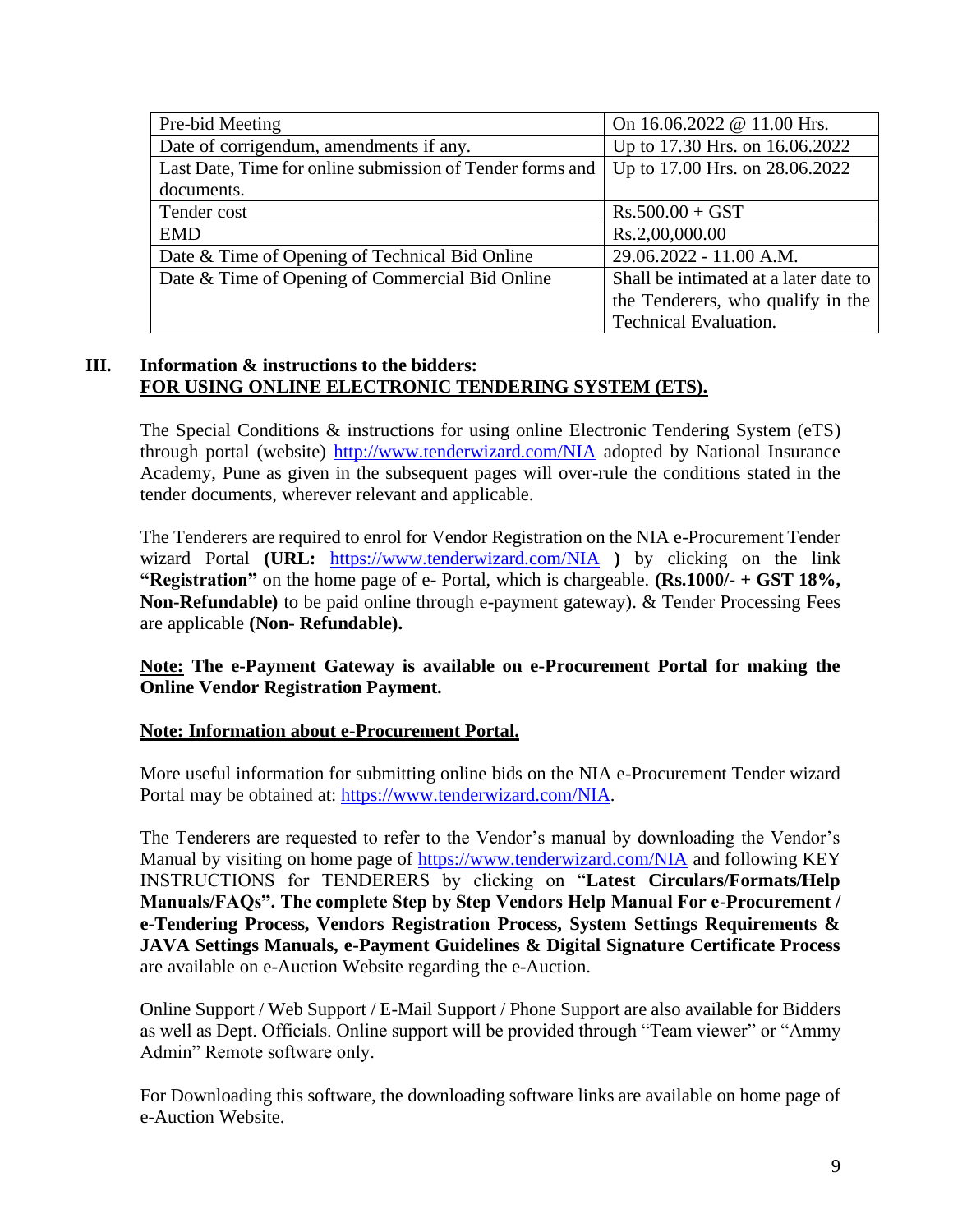| Pre-bid Meeting | On 16.06.2022 @ 11.00 Hrs. |
|---|---|
| Date of corrigendum, amendments if any. | Up to 17.30 Hrs. on 16.06.2022 |
| Last Date, Time for online submission of Tender forms and documents. | Up to 17.00 Hrs. on 28.06.2022 |
| Tender cost | Rs.500.00 + GST |
| EMD | Rs.2,00,000.00 |
| Date & Time of Opening of Technical Bid Online | 29.06.2022 - 11.00 A.M. |
| Date & Time of Opening of Commercial Bid Online | Shall be intimated at a later date to the Tenderers, who qualify in the Technical Evaluation. |

## III. Information & instructions to the bidders: <u>FOR USING ONLINE ELECTRONIC TENDERING SYSTEM (ETS).</u>

The Special Conditions & instructions for using online Electronic Tendering System (eTS) through portal (website) http://www.tenderwizard.com/NIA adopted by National Insurance Academy, Pune as given in the subsequent pages will over-rule the conditions stated in the tender documents, wherever relevant and applicable.

The Tenderers are required to enrol for Vendor Registration on the NIA e-Procurement Tender wizard Portal **(URL:** https://www.tenderwizard.com/NIA **)** by clicking on the link **"Registration"** on the home page of e- Portal, which is chargeable. **(Rs.1000/- + GST 18%, Non-Refundable)** to be paid online through e-payment gateway). & Tender Processing Fees are applicable **(Non- Refundable).**

**<u>Note:</u> The e-Payment Gateway is available on e-Procurement Portal for making the Online Vendor Registration Payment.**

**<u>Note: Information about e-Procurement Portal.</u>**

More useful information for submitting online bids on the NIA e-Procurement Tender wizard Portal may be obtained at: https://www.tenderwizard.com/NIA.

The Tenderers are requested to refer to the Vendor's manual by downloading the Vendor's Manual by visiting on home page of https://www.tenderwizard.com/NIA and following KEY INSTRUCTIONS for TENDERERS by clicking on "**Latest Circulars/Formats/Help Manuals/FAQs". The complete Step by Step Vendors Help Manual For e-Procurement / e-Tendering Process, Vendors Registration Process, System Settings Requirements & JAVA Settings Manuals, e-Payment Guidelines & Digital Signature Certificate Process** are available on e-Auction Website regarding the e-Auction.

Online Support / Web Support / E-Mail Support / Phone Support are also available for Bidders as well as Dept. Officials. Online support will be provided through "Team viewer" or "Ammy Admin" Remote software only.

For Downloading this software, the downloading software links are available on home page of e-Auction Website.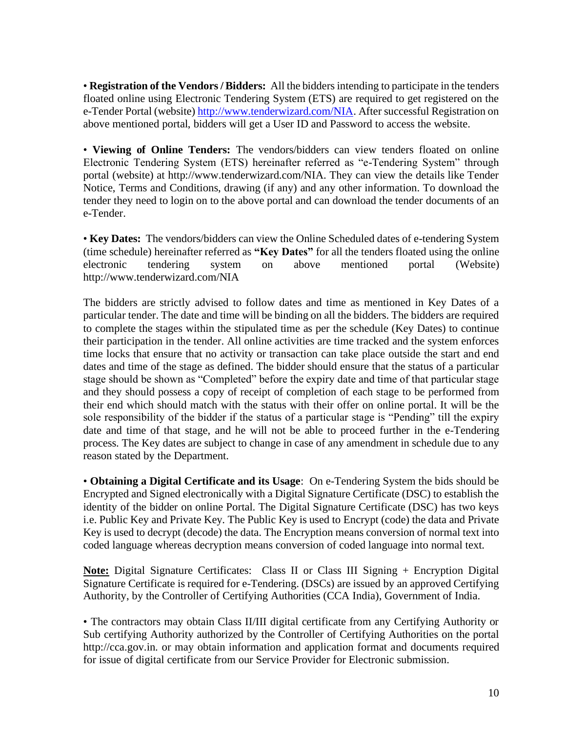• **Registration of the Vendors / Bidders:** All the bidders intending to participate in the tenders floated online using Electronic Tendering System (ETS) are required to get registered on the e-Tender Portal (website) http://www.tenderwizard.com/NIA. After successful Registration on above mentioned portal, bidders will get a User ID and Password to access the website.

• **Viewing of Online Tenders:** The vendors/bidders can view tenders floated on online Electronic Tendering System (ETS) hereinafter referred as "e-Tendering System" through portal (website) at http://www.tenderwizard.com/NIA. They can view the details like Tender Notice, Terms and Conditions, drawing (if any) and any other information. To download the tender they need to login on to the above portal and can download the tender documents of an e-Tender.

• **Key Dates:** The vendors/bidders can view the Online Scheduled dates of e-tendering System (time schedule) hereinafter referred as **"Key Dates"** for all the tenders floated using the online electronic tendering system on above mentioned portal (Website) http://www.tenderwizard.com/NIA

The bidders are strictly advised to follow dates and time as mentioned in Key Dates of a particular tender. The date and time will be binding on all the bidders. The bidders are required to complete the stages within the stipulated time as per the schedule (Key Dates) to continue their participation in the tender. All online activities are time tracked and the system enforces time locks that ensure that no activity or transaction can take place outside the start and end dates and time of the stage as defined. The bidder should ensure that the status of a particular stage should be shown as "Completed" before the expiry date and time of that particular stage and they should possess a copy of receipt of completion of each stage to be performed from their end which should match with the status with their offer on online portal. It will be the sole responsibility of the bidder if the status of a particular stage is "Pending" till the expiry date and time of that stage, and he will not be able to proceed further in the e-Tendering process. The Key dates are subject to change in case of any amendment in schedule due to any reason stated by the Department.

• **Obtaining a Digital Certificate and its Usage**: On e-Tendering System the bids should be Encrypted and Signed electronically with a Digital Signature Certificate (DSC) to establish the identity of the bidder on online Portal. The Digital Signature Certificate (DSC) has two keys i.e. Public Key and Private Key. The Public Key is used to Encrypt (code) the data and Private Key is used to decrypt (decode) the data. The Encryption means conversion of normal text into coded language whereas decryption means conversion of coded language into normal text.

**Note:** Digital Signature Certificates: Class II or Class III Signing + Encryption Digital Signature Certificate is required for e-Tendering. (DSCs) are issued by an approved Certifying Authority, by the Controller of Certifying Authorities (CCA India), Government of India.

• The contractors may obtain Class II/III digital certificate from any Certifying Authority or Sub certifying Authority authorized by the Controller of Certifying Authorities on the portal http://cca.gov.in. or may obtain information and application format and documents required for issue of digital certificate from our Service Provider for Electronic submission.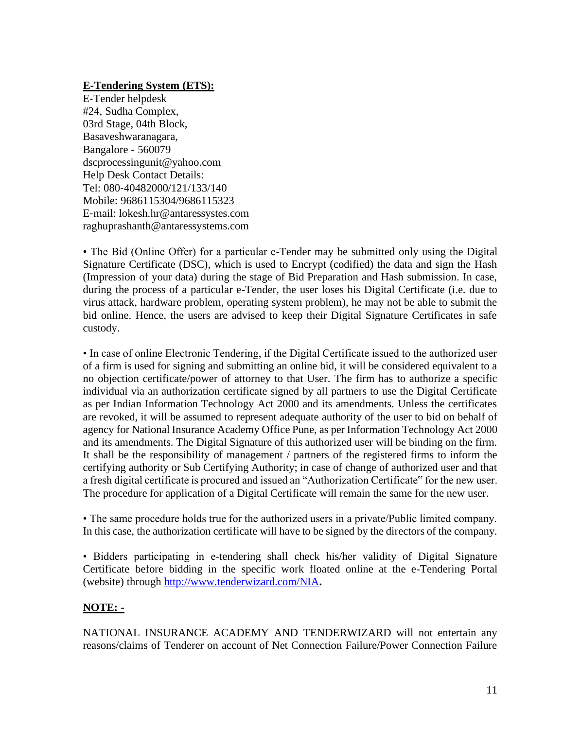**E-Tendering System (ETS):**

E-Tender helpdesk
#24, Sudha Complex,
03rd Stage, 04th Block,
Basaveshwaranagara,
Bangalore - 560079
dscprocessingunit@yahoo.com
Help Desk Contact Details:
Tel: 080-40482000/121/133/140
Mobile: 9686115304/9686115323
E-mail: lokesh.hr@antaressystes.com
raghuprashanth@antaressystems.com

• The Bid (Online Offer) for a particular e-Tender may be submitted only using the Digital Signature Certificate (DSC), which is used to Encrypt (codified) the data and sign the Hash (Impression of your data) during the stage of Bid Preparation and Hash submission. In case, during the process of a particular e-Tender, the user loses his Digital Certificate (i.e. due to virus attack, hardware problem, operating system problem), he may not be able to submit the bid online. Hence, the users are advised to keep their Digital Signature Certificates in safe custody.

• In case of online Electronic Tendering, if the Digital Certificate issued to the authorized user of a firm is used for signing and submitting an online bid, it will be considered equivalent to a no objection certificate/power of attorney to that User. The firm has to authorize a specific individual via an authorization certificate signed by all partners to use the Digital Certificate as per Indian Information Technology Act 2000 and its amendments. Unless the certificates are revoked, it will be assumed to represent adequate authority of the user to bid on behalf of agency for National Insurance Academy Office Pune, as per Information Technology Act 2000 and its amendments. The Digital Signature of this authorized user will be binding on the firm. It shall be the responsibility of management / partners of the registered firms to inform the certifying authority or Sub Certifying Authority; in case of change of authorized user and that a fresh digital certificate is procured and issued an "Authorization Certificate" for the new user. The procedure for application of a Digital Certificate will remain the same for the new user.

• The same procedure holds true for the authorized users in a private/Public limited company. In this case, the authorization certificate will have to be signed by the directors of the company.

• Bidders participating in e-tendering shall check his/her validity of Digital Signature Certificate before bidding in the specific work floated online at the e-Tendering Portal (website) through http://www.tenderwizard.com/NIA**.**

**NOTE: -**

NATIONAL INSURANCE ACADEMY AND TENDERWIZARD will not entertain any reasons/claims of Tenderer on account of Net Connection Failure/Power Connection Failure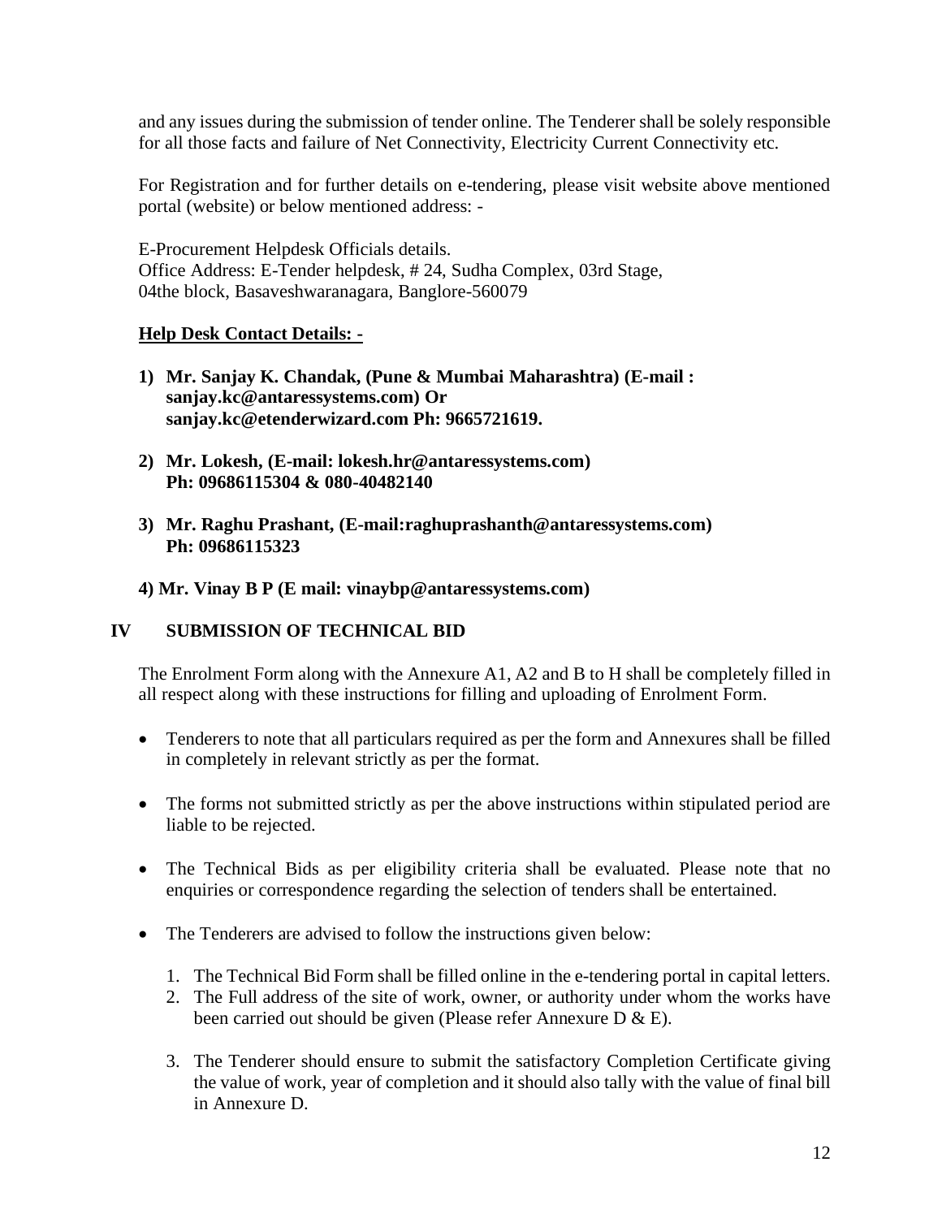and any issues during the submission of tender online. The Tenderer shall be solely responsible for all those facts and failure of Net Connectivity, Electricity Current Connectivity etc.

For Registration and for further details on e-tendering, please visit website above mentioned portal (website) or below mentioned address: -

E-Procurement Helpdesk Officials details.
Office Address: E-Tender helpdesk, # 24, Sudha Complex, 03rd Stage, 04the block, Basaveshwaranagara, Banglore-560079

**Help Desk Contact Details: -**

1) **Mr. Sanjay K. Chandak, (Pune & Mumbai Maharashtra) (E-mail : sanjay.kc@antaressystems.com) Or sanjay.kc@etenderwizard.com Ph: 9665721619.**

2) **Mr. Lokesh, (E-mail: lokesh.hr@antaressystems.com) Ph: 09686115304 & 080-40482140**

3) **Mr. Raghu Prashant, (E-mail:raghuprashanth@antaressystems.com) Ph: 09686115323**

4) **Mr. Vinay B P (E mail: vinaybp@antaressystems.com)**

## IV SUBMISSION OF TECHNICAL BID

The Enrolment Form along with the Annexure A1, A2 and B to H shall be completely filled in all respect along with these instructions for filling and uploading of Enrolment Form.

- Tenderers to note that all particulars required as per the form and Annexures shall be filled in completely in relevant strictly as per the format.
- The forms not submitted strictly as per the above instructions within stipulated period are liable to be rejected.
- The Technical Bids as per eligibility criteria shall be evaluated. Please note that no enquiries or correspondence regarding the selection of tenders shall be entertained.
- The Tenderers are advised to follow the instructions given below:

  1. The Technical Bid Form shall be filled online in the e-tendering portal in capital letters.
  2. The Full address of the site of work, owner, or authority under whom the works have been carried out should be given (Please refer Annexure D & E).
  3. The Tenderer should ensure to submit the satisfactory Completion Certificate giving the value of work, year of completion and it should also tally with the value of final bill in Annexure D.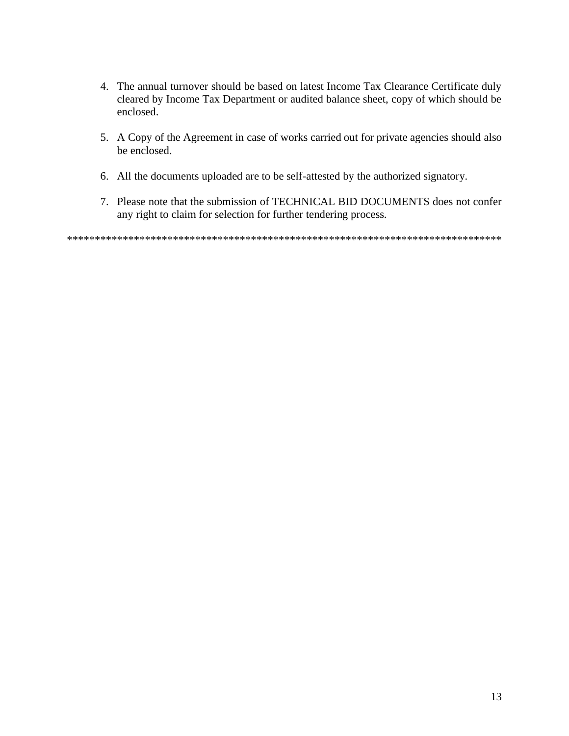4. The annual turnover should be based on latest Income Tax Clearance Certificate duly cleared by Income Tax Department or audited balance sheet, copy of which should be enclosed.

5. A Copy of the Agreement in case of works carried out for private agencies should also be enclosed.

6. All the documents uploaded are to be self-attested by the authorized signatory.

7. Please note that the submission of TECHNICAL BID DOCUMENTS does not confer any right to claim for selection for further tendering process.

********************************************************************************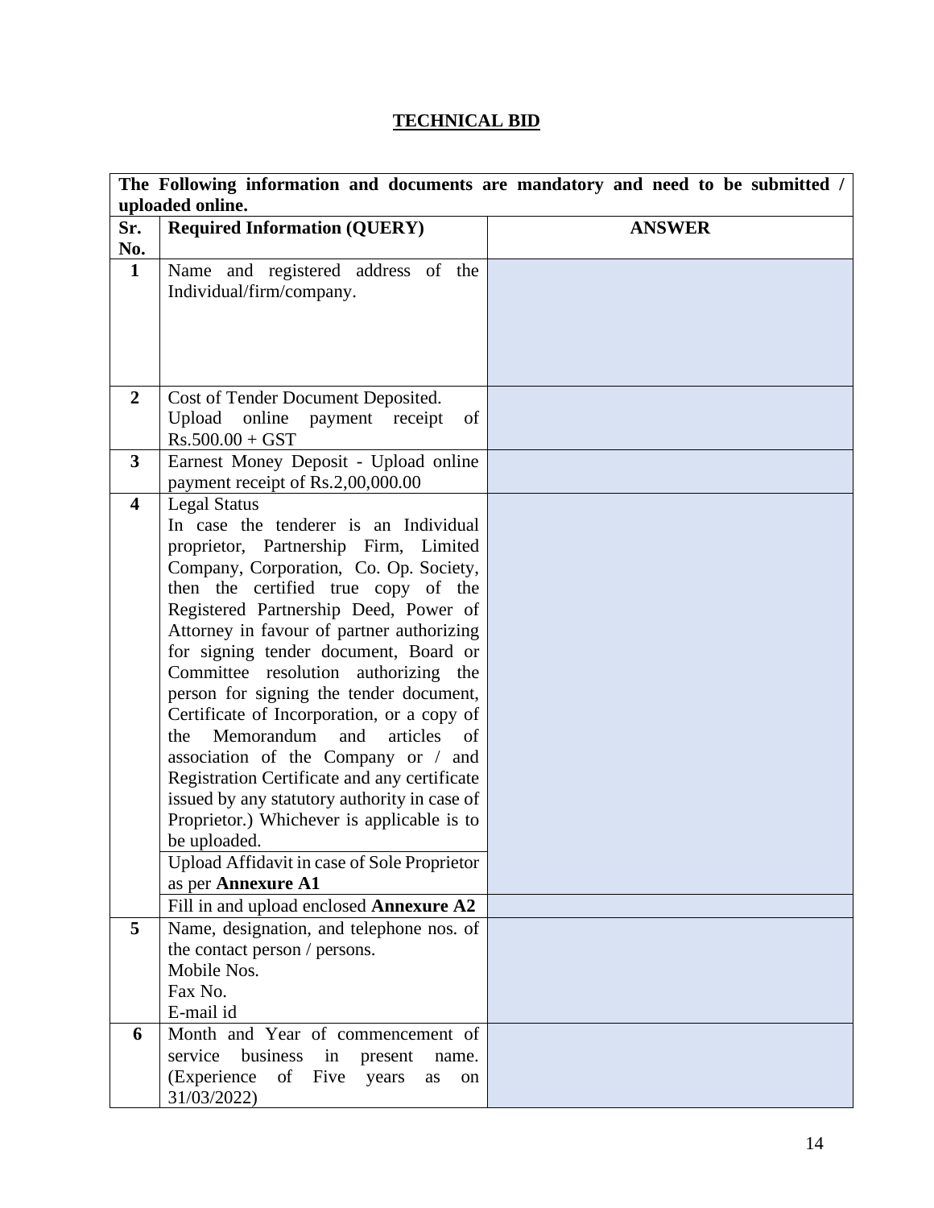# TECHNICAL BID

| The Following information and documents are mandatory and need to be submitted / uploaded online. | | |
|---|---|---|
| **Sr. No.** | **Required Information (QUERY)** | **ANSWER** |
| **1** | Name and registered address of the Individual/firm/company. | |
| **2** | Cost of Tender Document Deposited. Upload online payment receipt of Rs.500.00 + GST | |
| **3** | Earnest Money Deposit - Upload online payment receipt of Rs.2,00,000.00 | |
| **4** | Legal Status<br>In case the tenderer is an Individual proprietor, Partnership Firm, Limited Company, Corporation, Co. Op. Society, then the certified true copy of the Registered Partnership Deed, Power of Attorney in favour of partner authorizing for signing tender document, Board or Committee resolution authorizing the person for signing the tender document, Certificate of Incorporation, or a copy of the Memorandum and articles of association of the Company or / and Registration Certificate and any certificate issued by any statutory authority in case of Proprietor.) Whichever is applicable is to be uploaded. | |
| | Upload Affidavit in case of Sole Proprietor as per **Annexure A1** | |
| | Fill in and upload enclosed **Annexure A2** | |
| **5** | Name, designation, and telephone nos. of the contact person / persons.<br>Mobile Nos.<br>Fax No.<br>E-mail id | |
| **6** | Month and Year of commencement of service business in present name. (Experience of Five years as on 31/03/2022) | |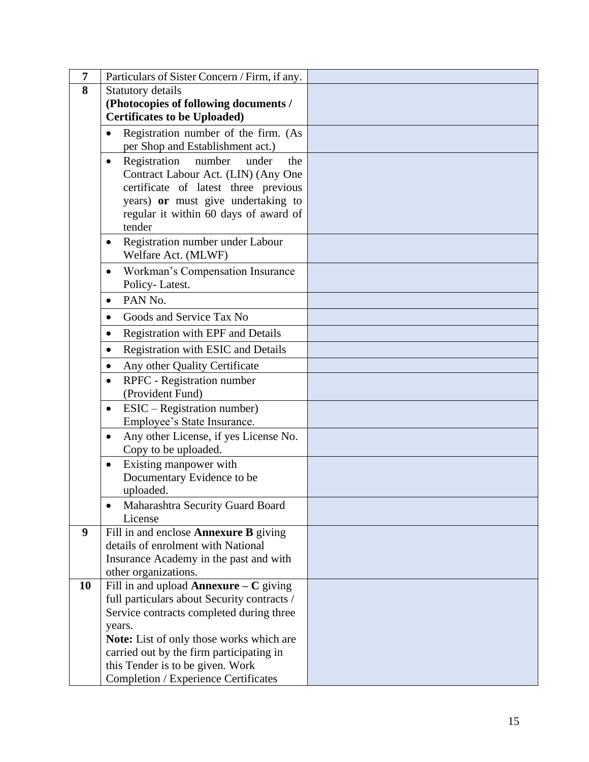| 7 | Particulars of Sister Concern / Firm, if any. | |
|---|---|---|
| 8 | Statutory details **(Photocopies of following documents / Certificates to be Uploaded)** | |
| | • Registration number of the firm. (As per Shop and Establishment act.) | |
| | • Registration number under the Contract Labour Act. (LIN) (Any One certificate of latest three previous years) **or** must give undertaking to regular it within 60 days of award of tender | |
| | • Registration number under Labour Welfare Act. (MLWF) | |
| | • Workman's Compensation Insurance Policy- Latest. | |
| | • PAN No. | |
| | • Goods and Service Tax No | |
| | • Registration with EPF and Details | |
| | • Registration with ESIC and Details | |
| | • Any other Quality Certificate | |
| | • RPFC - Registration number (Provident Fund) | |
| | • ESIC – Registration number) Employee's State Insurance. | |
| | • Any other License, if yes License No. Copy to be uploaded. | |
| | • Existing manpower with Documentary Evidence to be uploaded. | |
| | • Maharashtra Security Guard Board License | |
| 9 | Fill in and enclose **Annexure B** giving details of enrolment with National Insurance Academy in the past and with other organizations. | |
| 10 | Fill in and upload **Annexure – C** giving full particulars about Security contracts / Service contracts completed during three years. **Note:** List of only those works which are carried out by the firm participating in this Tender is to be given. Work Completion / Experience Certificates | |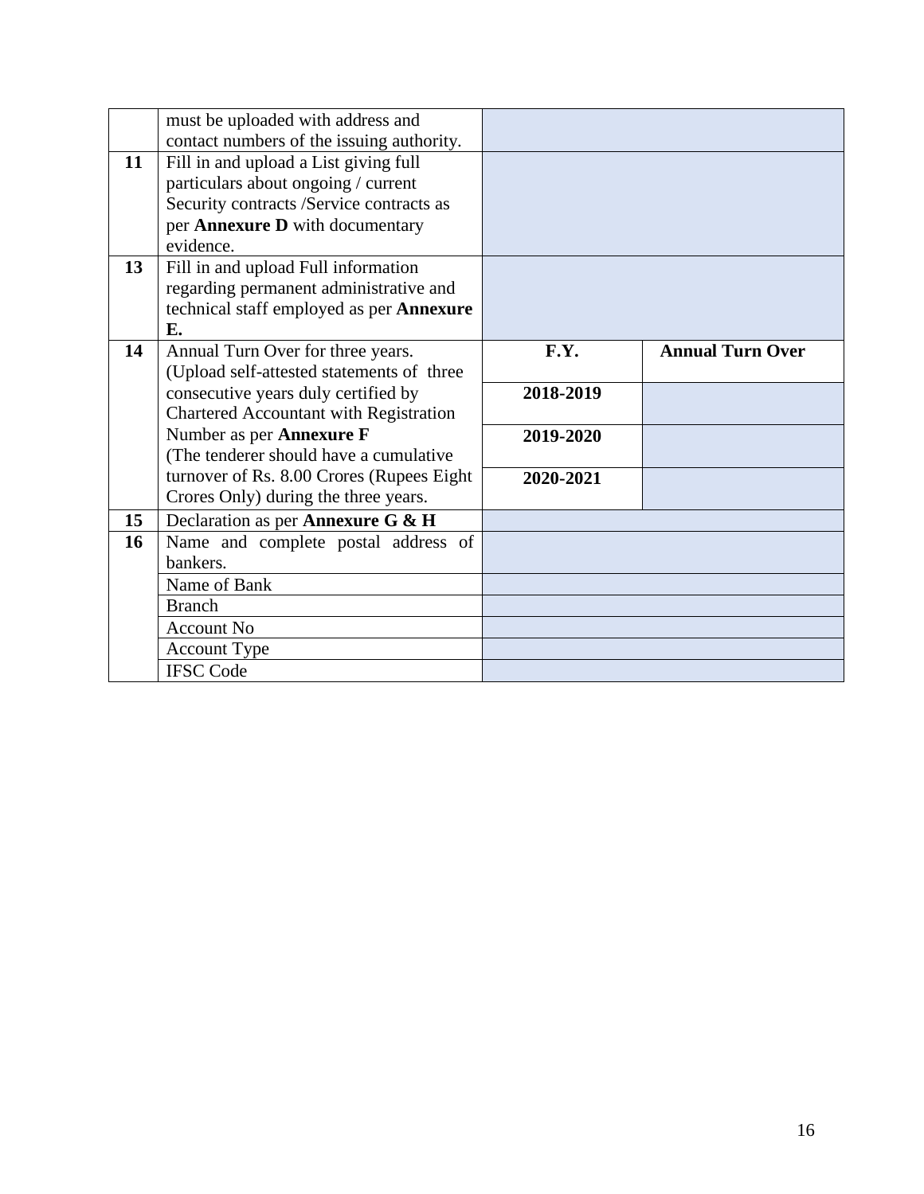| | | | |
|---|---|---|---|
| | must be uploaded with address and contact numbers of the issuing authority. | | |
| **11** | Fill in and upload a List giving full particulars about ongoing / current Security contracts /Service contracts as per **Annexure D** with documentary evidence. | | |
| **13** | Fill in and upload Full information regarding permanent administrative and technical staff employed as per **Annexure E.** | | |
| **14** | Annual Turn Over for three years. (Upload self-attested statements of three consecutive years duly certified by Chartered Accountant with Registration Number as per **Annexure F** (The tenderer should have a cumulative turnover of Rs. 8.00 Crores (Rupees Eight Crores Only) during the three years. | **F.Y.** | **Annual Turn Over** |
| | | **2018-2019** | |
| | | **2019-2020** | |
| | | **2020-2021** | |
| **15** | Declaration as per **Annexure G & H** | | |
| **16** | Name and complete postal address of bankers. | | |
| | Name of Bank | | |
| | Branch | | |
| | Account No | | |
| | Account Type | | |
| | IFSC Code | | |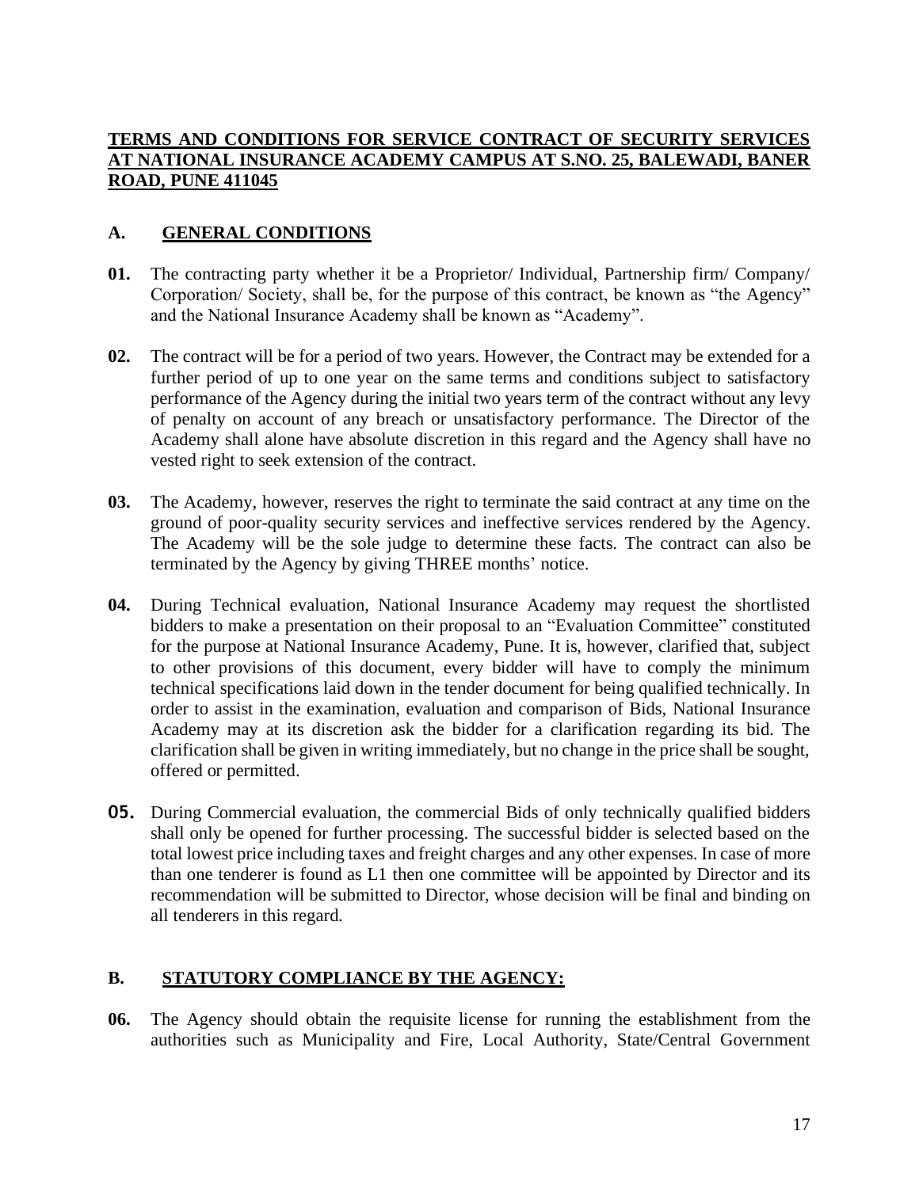**TERMS AND CONDITIONS FOR SERVICE CONTRACT OF SECURITY SERVICES AT NATIONAL INSURANCE ACADEMY CAMPUS AT S.NO. 25, BALEWADI, BANER ROAD, PUNE 411045**

## A. GENERAL CONDITIONS

**01.** The contracting party whether it be a Proprietor/ Individual, Partnership firm/ Company/ Corporation/ Society, shall be, for the purpose of this contract, be known as "the Agency" and the National Insurance Academy shall be known as "Academy".

**02.** The contract will be for a period of two years. However, the Contract may be extended for a further period of up to one year on the same terms and conditions subject to satisfactory performance of the Agency during the initial two years term of the contract without any levy of penalty on account of any breach or unsatisfactory performance. The Director of the Academy shall alone have absolute discretion in this regard and the Agency shall have no vested right to seek extension of the contract.

**03.** The Academy, however, reserves the right to terminate the said contract at any time on the ground of poor-quality security services and ineffective services rendered by the Agency. The Academy will be the sole judge to determine these facts. The contract can also be terminated by the Agency by giving THREE months' notice.

**04.** During Technical evaluation, National Insurance Academy may request the shortlisted bidders to make a presentation on their proposal to an "Evaluation Committee" constituted for the purpose at National Insurance Academy, Pune. It is, however, clarified that, subject to other provisions of this document, every bidder will have to comply the minimum technical specifications laid down in the tender document for being qualified technically. In order to assist in the examination, evaluation and comparison of Bids, National Insurance Academy may at its discretion ask the bidder for a clarification regarding its bid. The clarification shall be given in writing immediately, but no change in the price shall be sought, offered or permitted.

**05.** During Commercial evaluation, the commercial Bids of only technically qualified bidders shall only be opened for further processing. The successful bidder is selected based on the total lowest price including taxes and freight charges and any other expenses. In case of more than one tenderer is found as L1 then one committee will be appointed by Director and its recommendation will be submitted to Director, whose decision will be final and binding on all tenderers in this regard.

## B. STATUTORY COMPLIANCE BY THE AGENCY:

**06.** The Agency should obtain the requisite license for running the establishment from the authorities such as Municipality and Fire, Local Authority, State/Central Government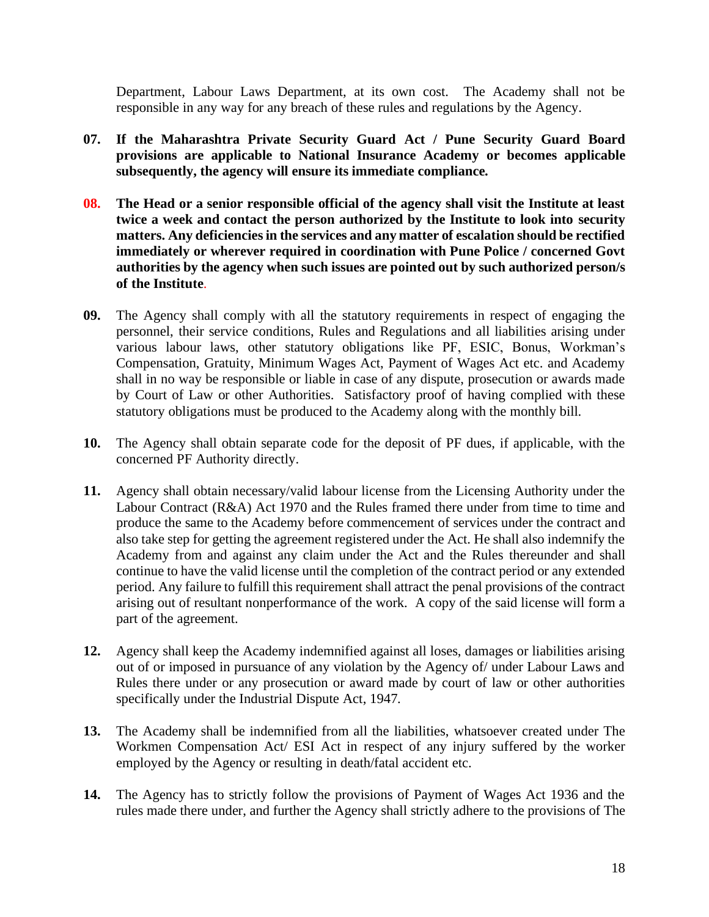Department, Labour Laws Department, at its own cost. The Academy shall not be responsible in any way for any breach of these rules and regulations by the Agency.

**07.** **If the Maharashtra Private Security Guard Act / Pune Security Guard Board provisions are applicable to National Insurance Academy or becomes applicable subsequently, the agency will ensure its immediate compliance.**

**08.** **The Head or a senior responsible official of the agency shall visit the Institute at least twice a week and contact the person authorized by the Institute to look into security matters. Any deficiencies in the services and any matter of escalation should be rectified immediately or wherever required in coordination with Pune Police / concerned Govt authorities by the agency when such issues are pointed out by such authorized person/s of the Institute.**

**09.** The Agency shall comply with all the statutory requirements in respect of engaging the personnel, their service conditions, Rules and Regulations and all liabilities arising under various labour laws, other statutory obligations like PF, ESIC, Bonus, Workman's Compensation, Gratuity, Minimum Wages Act, Payment of Wages Act etc. and Academy shall in no way be responsible or liable in case of any dispute, prosecution or awards made by Court of Law or other Authorities. Satisfactory proof of having complied with these statutory obligations must be produced to the Academy along with the monthly bill.

**10.** The Agency shall obtain separate code for the deposit of PF dues, if applicable, with the concerned PF Authority directly.

**11.** Agency shall obtain necessary/valid labour license from the Licensing Authority under the Labour Contract (R&A) Act 1970 and the Rules framed there under from time to time and produce the same to the Academy before commencement of services under the contract and also take step for getting the agreement registered under the Act. He shall also indemnify the Academy from and against any claim under the Act and the Rules thereunder and shall continue to have the valid license until the completion of the contract period or any extended period. Any failure to fulfill this requirement shall attract the penal provisions of the contract arising out of resultant nonperformance of the work. A copy of the said license will form a part of the agreement.

**12.** Agency shall keep the Academy indemnified against all loses, damages or liabilities arising out of or imposed in pursuance of any violation by the Agency of/ under Labour Laws and Rules there under or any prosecution or award made by court of law or other authorities specifically under the Industrial Dispute Act, 1947.

**13.** The Academy shall be indemnified from all the liabilities, whatsoever created under The Workmen Compensation Act/ ESI Act in respect of any injury suffered by the worker employed by the Agency or resulting in death/fatal accident etc.

**14.** The Agency has to strictly follow the provisions of Payment of Wages Act 1936 and the rules made there under, and further the Agency shall strictly adhere to the provisions of The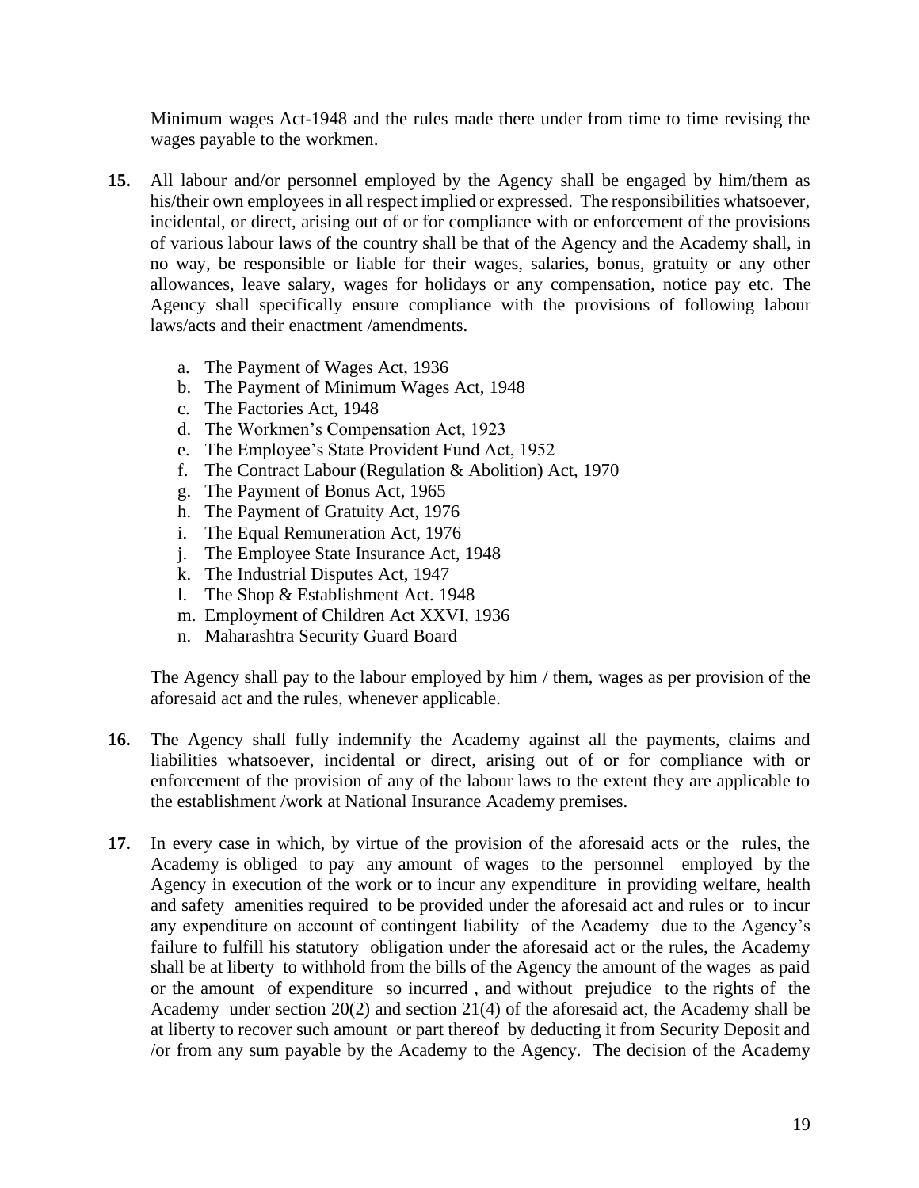Minimum wages Act-1948 and the rules made there under from time to time revising the wages payable to the workmen.

**15.** All labour and/or personnel employed by the Agency shall be engaged by him/them as his/their own employees in all respect implied or expressed. The responsibilities whatsoever, incidental, or direct, arising out of or for compliance with or enforcement of the provisions of various labour laws of the country shall be that of the Agency and the Academy shall, in no way, be responsible or liable for their wages, salaries, bonus, gratuity or any other allowances, leave salary, wages for holidays or any compensation, notice pay etc. The Agency shall specifically ensure compliance with the provisions of following labour laws/acts and their enactment /amendments.

a. The Payment of Wages Act, 1936
b. The Payment of Minimum Wages Act, 1948
c. The Factories Act, 1948
d. The Workmen's Compensation Act, 1923
e. The Employee's State Provident Fund Act, 1952
f. The Contract Labour (Regulation & Abolition) Act, 1970
g. The Payment of Bonus Act, 1965
h. The Payment of Gratuity Act, 1976
i. The Equal Remuneration Act, 1976
j. The Employee State Insurance Act, 1948
k. The Industrial Disputes Act, 1947
l. The Shop & Establishment Act. 1948
m. Employment of Children Act XXVI, 1936
n. Maharashtra Security Guard Board

The Agency shall pay to the labour employed by him / them, wages as per provision of the aforesaid act and the rules, whenever applicable.

**16.** The Agency shall fully indemnify the Academy against all the payments, claims and liabilities whatsoever, incidental or direct, arising out of or for compliance with or enforcement of the provision of any of the labour laws to the extent they are applicable to the establishment /work at National Insurance Academy premises.

**17.** In every case in which, by virtue of the provision of the aforesaid acts or the rules, the Academy is obliged to pay any amount of wages to the personnel employed by the Agency in execution of the work or to incur any expenditure in providing welfare, health and safety amenities required to be provided under the aforesaid act and rules or to incur any expenditure on account of contingent liability of the Academy due to the Agency's failure to fulfill his statutory obligation under the aforesaid act or the rules, the Academy shall be at liberty to withhold from the bills of the Agency the amount of the wages as paid or the amount of expenditure so incurred , and without prejudice to the rights of the Academy under section 20(2) and section 21(4) of the aforesaid act, the Academy shall be at liberty to recover such amount or part thereof by deducting it from Security Deposit and /or from any sum payable by the Academy to the Agency. The decision of the Academy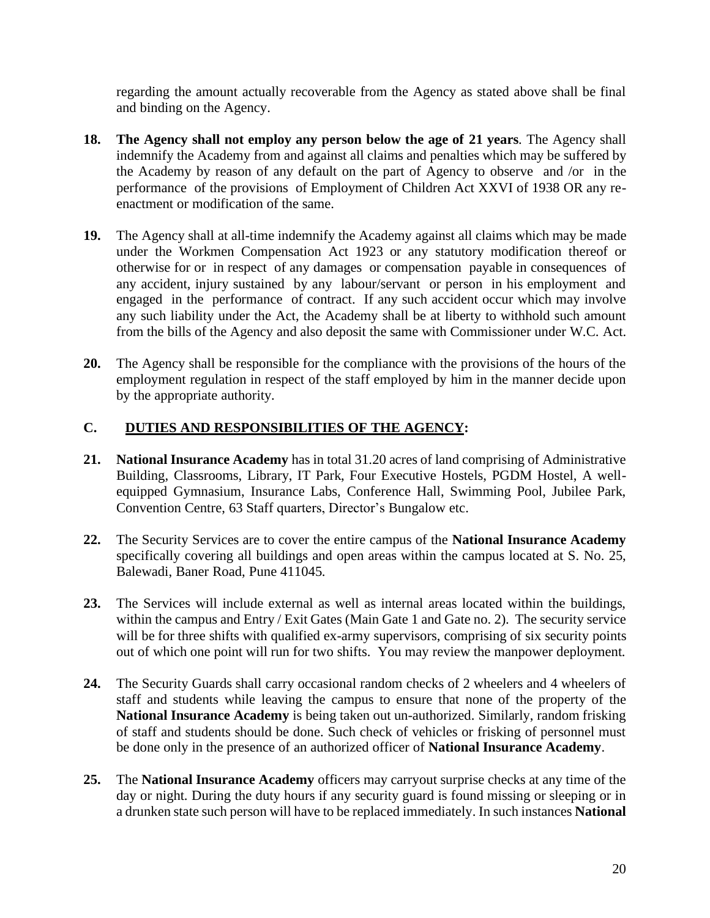regarding the amount actually recoverable from the Agency as stated above shall be final and binding on the Agency.

**18.** **The Agency shall not employ any person below the age of 21 years**. The Agency shall indemnify the Academy from and against all claims and penalties which may be suffered by the Academy by reason of any default on the part of Agency to observe and /or in the performance of the provisions of Employment of Children Act XXVI of 1938 OR any re-enactment or modification of the same.

**19.** The Agency shall at all-time indemnify the Academy against all claims which may be made under the Workmen Compensation Act 1923 or any statutory modification thereof or otherwise for or in respect of any damages or compensation payable in consequences of any accident, injury sustained by any labour/servant or person in his employment and engaged in the performance of contract. If any such accident occur which may involve any such liability under the Act, the Academy shall be at liberty to withhold such amount from the bills of the Agency and also deposit the same with Commissioner under W.C. Act.

**20.** The Agency shall be responsible for the compliance with the provisions of the hours of the employment regulation in respect of the staff employed by him in the manner decide upon by the appropriate authority.

## C. <u>DUTIES AND RESPONSIBILITIES OF THE AGENCY</u>:

**21.** **National Insurance Academy** has in total 31.20 acres of land comprising of Administrative Building, Classrooms, Library, IT Park, Four Executive Hostels, PGDM Hostel, A well-equipped Gymnasium, Insurance Labs, Conference Hall, Swimming Pool, Jubilee Park, Convention Centre, 63 Staff quarters, Director's Bungalow etc.

**22.** The Security Services are to cover the entire campus of the **National Insurance Academy** specifically covering all buildings and open areas within the campus located at S. No. 25, Balewadi, Baner Road, Pune 411045.

**23.** The Services will include external as well as internal areas located within the buildings, within the campus and Entry / Exit Gates (Main Gate 1 and Gate no. 2). The security service will be for three shifts with qualified ex-army supervisors, comprising of six security points out of which one point will run for two shifts. You may review the manpower deployment.

**24.** The Security Guards shall carry occasional random checks of 2 wheelers and 4 wheelers of staff and students while leaving the campus to ensure that none of the property of the **National Insurance Academy** is being taken out un-authorized. Similarly, random frisking of staff and students should be done. Such check of vehicles or frisking of personnel must be done only in the presence of an authorized officer of **National Insurance Academy**.

**25.** The **National Insurance Academy** officers may carryout surprise checks at any time of the day or night. During the duty hours if any security guard is found missing or sleeping or in a drunken state such person will have to be replaced immediately. In such instances **National**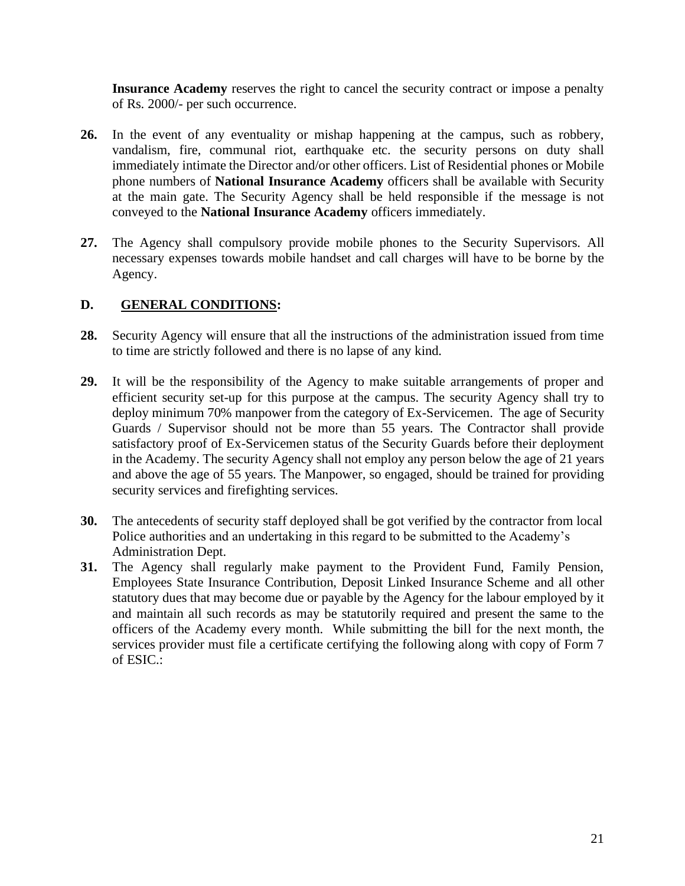**Insurance Academy** reserves the right to cancel the security contract or impose a penalty of Rs. 2000/- per such occurrence.

**26.** In the event of any eventuality or mishap happening at the campus, such as robbery, vandalism, fire, communal riot, earthquake etc. the security persons on duty shall immediately intimate the Director and/or other officers. List of Residential phones or Mobile phone numbers of **National Insurance Academy** officers shall be available with Security at the main gate. The Security Agency shall be held responsible if the message is not conveyed to the **National Insurance Academy** officers immediately.

**27.** The Agency shall compulsory provide mobile phones to the Security Supervisors. All necessary expenses towards mobile handset and call charges will have to be borne by the Agency.

## D. <u>GENERAL CONDITIONS</u>:

**28.** Security Agency will ensure that all the instructions of the administration issued from time to time are strictly followed and there is no lapse of any kind.

**29.** It will be the responsibility of the Agency to make suitable arrangements of proper and efficient security set-up for this purpose at the campus. The security Agency shall try to deploy minimum 70% manpower from the category of Ex-Servicemen. The age of Security Guards / Supervisor should not be more than 55 years. The Contractor shall provide satisfactory proof of Ex-Servicemen status of the Security Guards before their deployment in the Academy. The security Agency shall not employ any person below the age of 21 years and above the age of 55 years. The Manpower, so engaged, should be trained for providing security services and firefighting services.

**30.** The antecedents of security staff deployed shall be got verified by the contractor from local Police authorities and an undertaking in this regard to be submitted to the Academy's Administration Dept.

**31.** The Agency shall regularly make payment to the Provident Fund, Family Pension, Employees State Insurance Contribution, Deposit Linked Insurance Scheme and all other statutory dues that may become due or payable by the Agency for the labour employed by it and maintain all such records as may be statutorily required and present the same to the officers of the Academy every month. While submitting the bill for the next month, the services provider must file a certificate certifying the following along with copy of Form 7 of ESIC.: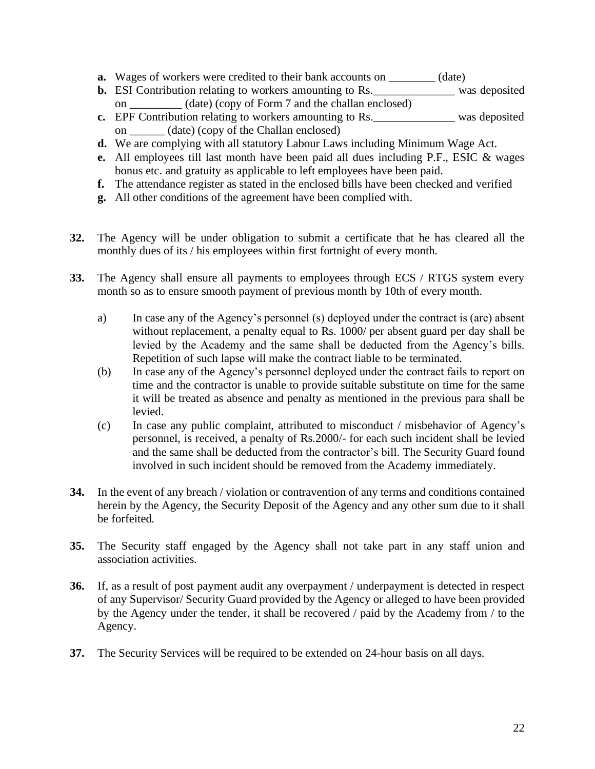- **a.** Wages of workers were credited to their bank accounts on ________ (date)
- **b.** ESI Contribution relating to workers amounting to Rs.______________ was deposited on _________ (date) (copy of Form 7 and the challan enclosed)
- **c.** EPF Contribution relating to workers amounting to Rs.______________ was deposited on ______ (date) (copy of the Challan enclosed)
- **d.** We are complying with all statutory Labour Laws including Minimum Wage Act.
- **e.** All employees till last month have been paid all dues including P.F., ESIC & wages bonus etc. and gratuity as applicable to left employees have been paid.
- **f.** The attendance register as stated in the enclosed bills have been checked and verified
- **g.** All other conditions of the agreement have been complied with.

**32.** The Agency will be under obligation to submit a certificate that he has cleared all the monthly dues of its / his employees within first fortnight of every month.

**33.** The Agency shall ensure all payments to employees through ECS / RTGS system every month so as to ensure smooth payment of previous month by 10th of every month.

a) In case any of the Agency's personnel (s) deployed under the contract is (are) absent without replacement, a penalty equal to Rs. 1000/ per absent guard per day shall be levied by the Academy and the same shall be deducted from the Agency's bills. Repetition of such lapse will make the contract liable to be terminated.

(b) In case any of the Agency's personnel deployed under the contract fails to report on time and the contractor is unable to provide suitable substitute on time for the same it will be treated as absence and penalty as mentioned in the previous para shall be levied.

(c) In case any public complaint, attributed to misconduct / misbehavior of Agency's personnel, is received, a penalty of Rs.2000/- for each such incident shall be levied and the same shall be deducted from the contractor's bill. The Security Guard found involved in such incident should be removed from the Academy immediately.

**34.** In the event of any breach / violation or contravention of any terms and conditions contained herein by the Agency, the Security Deposit of the Agency and any other sum due to it shall be forfeited.

**35.** The Security staff engaged by the Agency shall not take part in any staff union and association activities.

**36.** If, as a result of post payment audit any overpayment / underpayment is detected in respect of any Supervisor/ Security Guard provided by the Agency or alleged to have been provided by the Agency under the tender, it shall be recovered / paid by the Academy from / to the Agency.

**37.** The Security Services will be required to be extended on 24-hour basis on all days.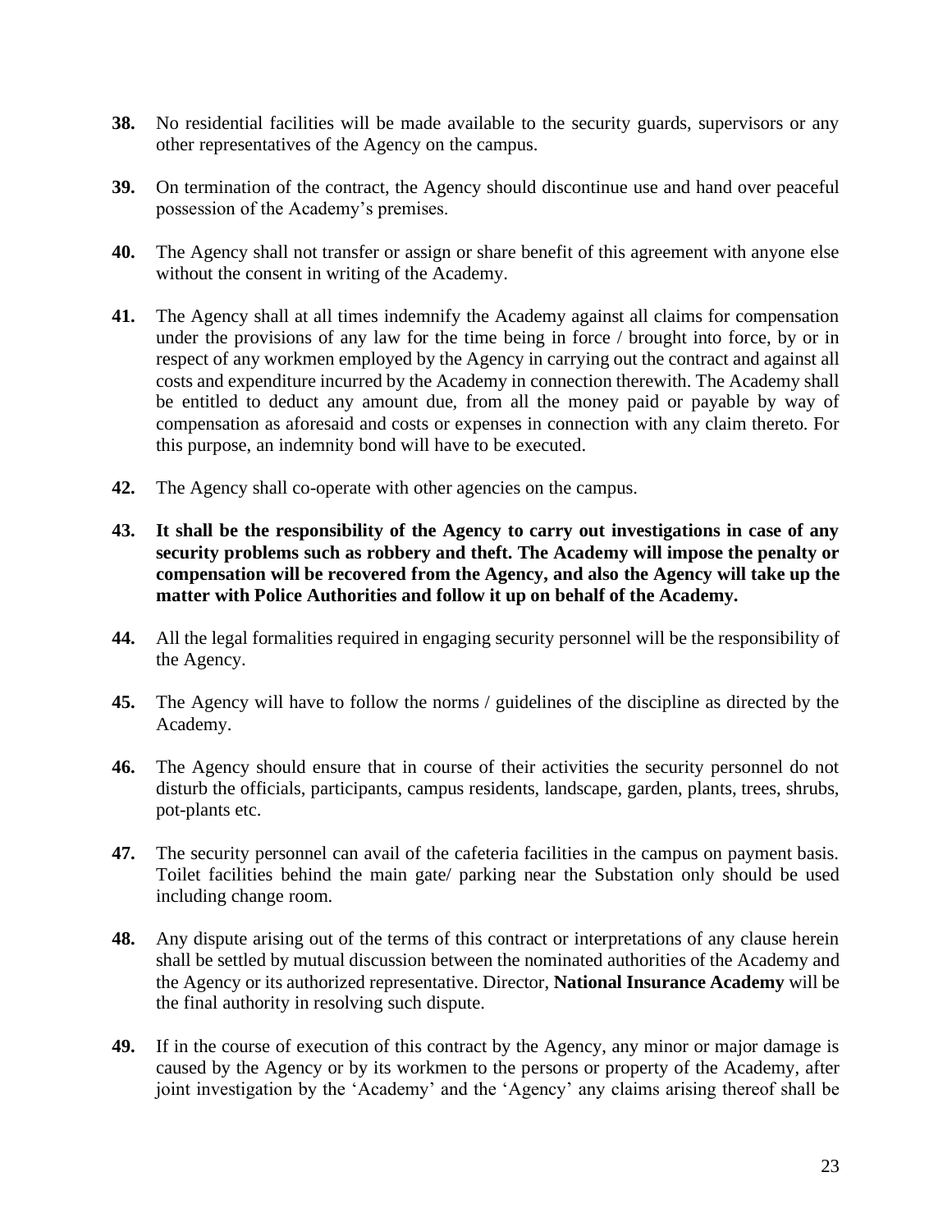**38.** No residential facilities will be made available to the security guards, supervisors or any other representatives of the Agency on the campus.

**39.** On termination of the contract, the Agency should discontinue use and hand over peaceful possession of the Academy's premises.

**40.** The Agency shall not transfer or assign or share benefit of this agreement with anyone else without the consent in writing of the Academy.

**41.** The Agency shall at all times indemnify the Academy against all claims for compensation under the provisions of any law for the time being in force / brought into force, by or in respect of any workmen employed by the Agency in carrying out the contract and against all costs and expenditure incurred by the Academy in connection therewith. The Academy shall be entitled to deduct any amount due, from all the money paid or payable by way of compensation as aforesaid and costs or expenses in connection with any claim thereto. For this purpose, an indemnity bond will have to be executed.

**42.** The Agency shall co-operate with other agencies on the campus.

**43. It shall be the responsibility of the Agency to carry out investigations in case of any security problems such as robbery and theft. The Academy will impose the penalty or compensation will be recovered from the Agency, and also the Agency will take up the matter with Police Authorities and follow it up on behalf of the Academy.**

**44.** All the legal formalities required in engaging security personnel will be the responsibility of the Agency.

**45.** The Agency will have to follow the norms / guidelines of the discipline as directed by the Academy.

**46.** The Agency should ensure that in course of their activities the security personnel do not disturb the officials, participants, campus residents, landscape, garden, plants, trees, shrubs, pot-plants etc.

**47.** The security personnel can avail of the cafeteria facilities in the campus on payment basis. Toilet facilities behind the main gate/ parking near the Substation only should be used including change room.

**48.** Any dispute arising out of the terms of this contract or interpretations of any clause herein shall be settled by mutual discussion between the nominated authorities of the Academy and the Agency or its authorized representative. Director, **National Insurance Academy** will be the final authority in resolving such dispute.

**49.** If in the course of execution of this contract by the Agency, any minor or major damage is caused by the Agency or by its workmen to the persons or property of the Academy, after joint investigation by the 'Academy' and the 'Agency' any claims arising thereof shall be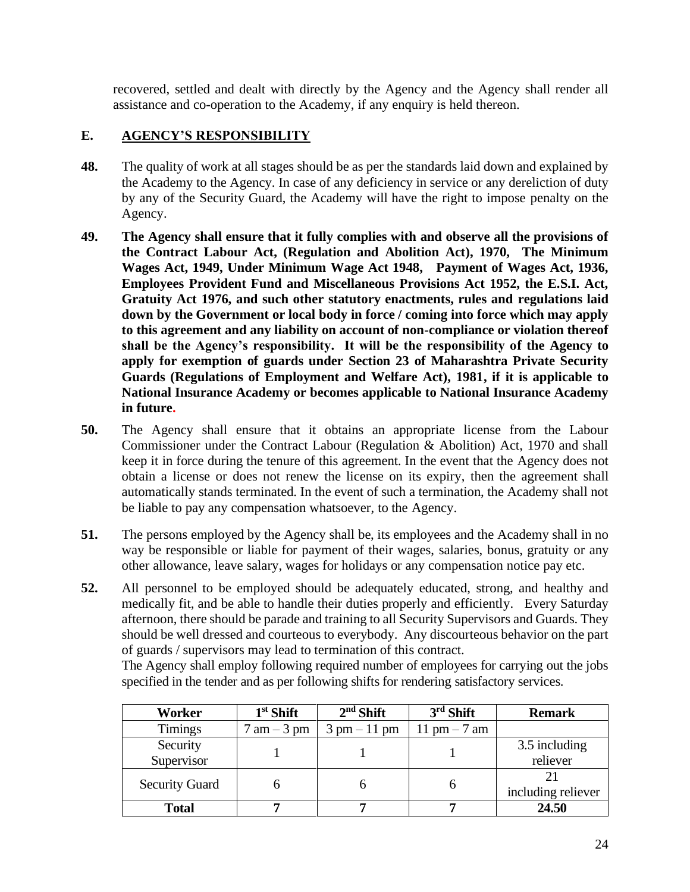recovered, settled and dealt with directly by the Agency and the Agency shall render all assistance and co-operation to the Academy, if any enquiry is held thereon.

## E. AGENCY'S RESPONSIBILITY

**48.** The quality of work at all stages should be as per the standards laid down and explained by the Academy to the Agency. In case of any deficiency in service or any dereliction of duty by any of the Security Guard, the Academy will have the right to impose penalty on the Agency.

**49. The Agency shall ensure that it fully complies with and observe all the provisions of the Contract Labour Act, (Regulation and Abolition Act), 1970, The Minimum Wages Act, 1949, Under Minimum Wage Act 1948, Payment of Wages Act, 1936, Employees Provident Fund and Miscellaneous Provisions Act 1952, the E.S.I. Act, Gratuity Act 1976, and such other statutory enactments, rules and regulations laid down by the Government or local body in force / coming into force which may apply to this agreement and any liability on account of non-compliance or violation thereof shall be the Agency's responsibility. It will be the responsibility of the Agency to apply for exemption of guards under Section 23 of Maharashtra Private Security Guards (Regulations of Employment and Welfare Act), 1981, if it is applicable to National Insurance Academy or becomes applicable to National Insurance Academy in future.**

**50.** The Agency shall ensure that it obtains an appropriate license from the Labour Commissioner under the Contract Labour (Regulation & Abolition) Act, 1970 and shall keep it in force during the tenure of this agreement. In the event that the Agency does not obtain a license or does not renew the license on its expiry, then the agreement shall automatically stands terminated. In the event of such a termination, the Academy shall not be liable to pay any compensation whatsoever, to the Agency.

**51.** The persons employed by the Agency shall be, its employees and the Academy shall in no way be responsible or liable for payment of their wages, salaries, bonus, gratuity or any other allowance, leave salary, wages for holidays or any compensation notice pay etc.

**52.** All personnel to be employed should be adequately educated, strong, and healthy and medically fit, and be able to handle their duties properly and efficiently. Every Saturday afternoon, there should be parade and training to all Security Supervisors and Guards. They should be well dressed and courteous to everybody. Any discourteous behavior on the part of guards / supervisors may lead to termination of this contract.

The Agency shall employ following required number of employees for carrying out the jobs specified in the tender and as per following shifts for rendering satisfactory services.

| Worker | 1st Shift | 2nd Shift | 3rd Shift | Remark |
|---|---|---|---|---|
| Timings | 7 am – 3 pm | 3 pm – 11 pm | 11 pm – 7 am | |
| Security Supervisor | 1 | 1 | 1 | 3.5 including reliever |
| Security Guard | 6 | 6 | 6 | 21 including reliever |
| **Total** | **7** | **7** | **7** | **24.50** |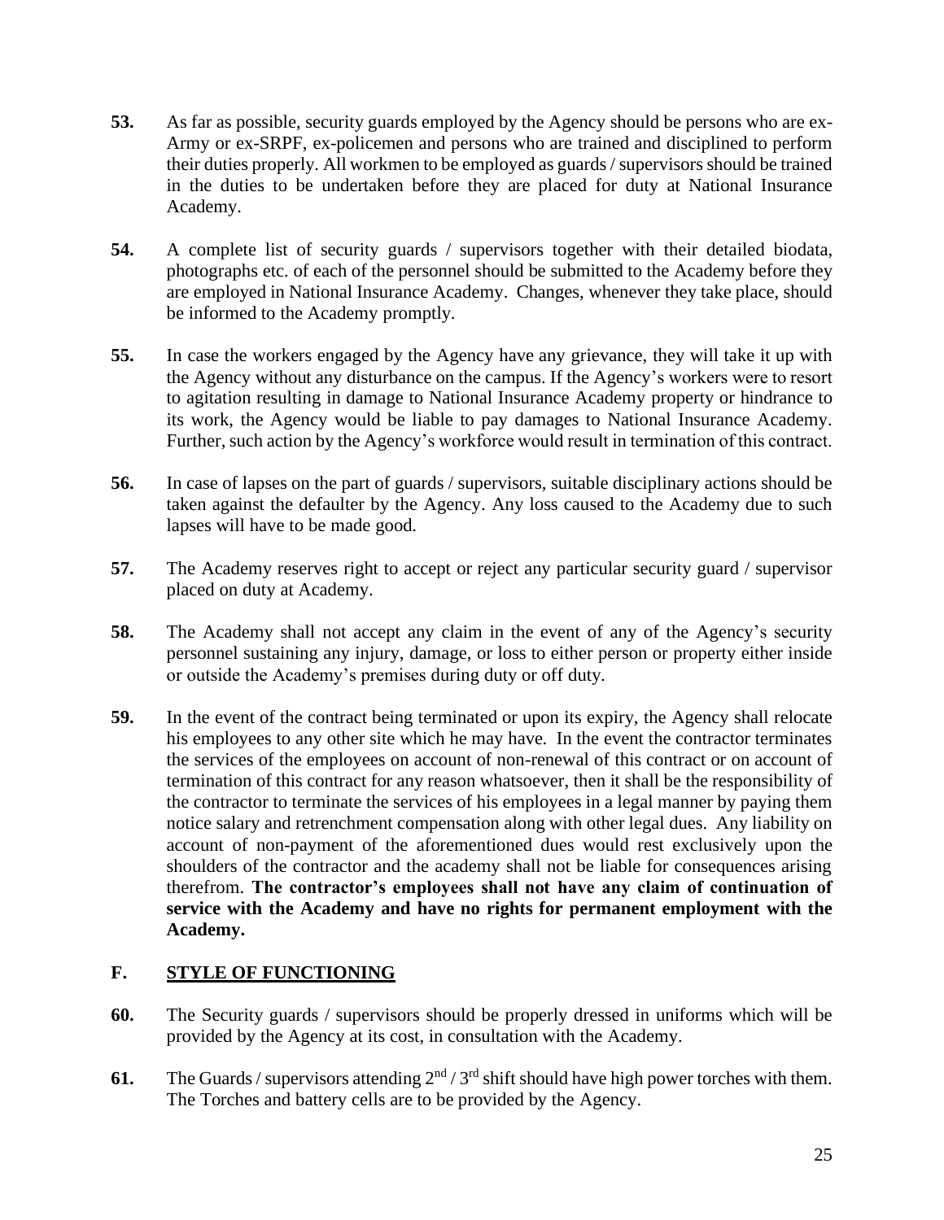**53.** As far as possible, security guards employed by the Agency should be persons who are ex-Army or ex-SRPF, ex-policemen and persons who are trained and disciplined to perform their duties properly. All workmen to be employed as guards / supervisors should be trained in the duties to be undertaken before they are placed for duty at National Insurance Academy.

**54.** A complete list of security guards / supervisors together with their detailed biodata, photographs etc. of each of the personnel should be submitted to the Academy before they are employed in National Insurance Academy. Changes, whenever they take place, should be informed to the Academy promptly.

**55.** In case the workers engaged by the Agency have any grievance, they will take it up with the Agency without any disturbance on the campus. If the Agency's workers were to resort to agitation resulting in damage to National Insurance Academy property or hindrance to its work, the Agency would be liable to pay damages to National Insurance Academy. Further, such action by the Agency's workforce would result in termination of this contract.

**56.** In case of lapses on the part of guards / supervisors, suitable disciplinary actions should be taken against the defaulter by the Agency. Any loss caused to the Academy due to such lapses will have to be made good.

**57.** The Academy reserves right to accept or reject any particular security guard / supervisor placed on duty at Academy.

**58.** The Academy shall not accept any claim in the event of any of the Agency's security personnel sustaining any injury, damage, or loss to either person or property either inside or outside the Academy's premises during duty or off duty.

**59.** In the event of the contract being terminated or upon its expiry, the Agency shall relocate his employees to any other site which he may have. In the event the contractor terminates the services of the employees on account of non-renewal of this contract or on account of termination of this contract for any reason whatsoever, then it shall be the responsibility of the contractor to terminate the services of his employees in a legal manner by paying them notice salary and retrenchment compensation along with other legal dues. Any liability on account of non-payment of the aforementioned dues would rest exclusively upon the shoulders of the contractor and the academy shall not be liable for consequences arising therefrom. **The contractor's employees shall not have any claim of continuation of service with the Academy and have no rights for permanent employment with the Academy.**

## F. STYLE OF FUNCTIONING

**60.** The Security guards / supervisors should be properly dressed in uniforms which will be provided by the Agency at its cost, in consultation with the Academy.

**61.** The Guards / supervisors attending 2nd / 3rd shift should have high power torches with them. The Torches and battery cells are to be provided by the Agency.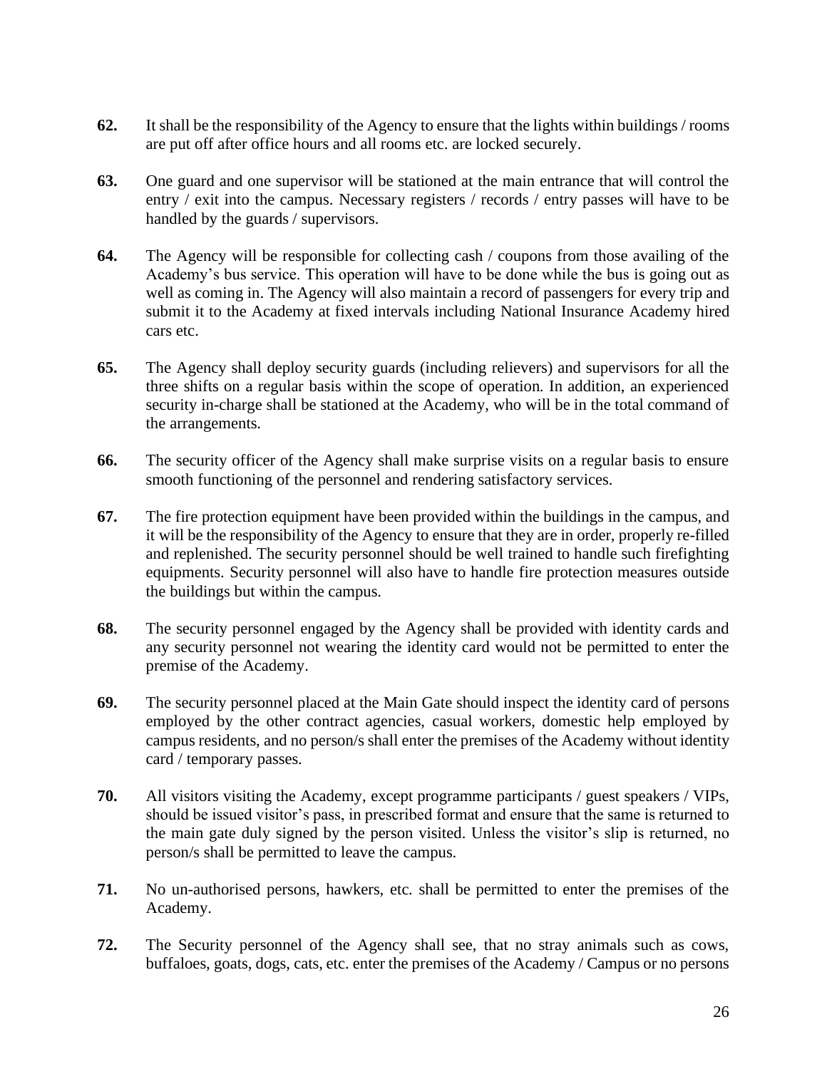**62.** It shall be the responsibility of the Agency to ensure that the lights within buildings / rooms are put off after office hours and all rooms etc. are locked securely.

**63.** One guard and one supervisor will be stationed at the main entrance that will control the entry / exit into the campus. Necessary registers / records / entry passes will have to be handled by the guards / supervisors.

**64.** The Agency will be responsible for collecting cash / coupons from those availing of the Academy's bus service. This operation will have to be done while the bus is going out as well as coming in. The Agency will also maintain a record of passengers for every trip and submit it to the Academy at fixed intervals including National Insurance Academy hired cars etc.

**65.** The Agency shall deploy security guards (including relievers) and supervisors for all the three shifts on a regular basis within the scope of operation. In addition, an experienced security in-charge shall be stationed at the Academy, who will be in the total command of the arrangements.

**66.** The security officer of the Agency shall make surprise visits on a regular basis to ensure smooth functioning of the personnel and rendering satisfactory services.

**67.** The fire protection equipment have been provided within the buildings in the campus, and it will be the responsibility of the Agency to ensure that they are in order, properly re-filled and replenished. The security personnel should be well trained to handle such firefighting equipments. Security personnel will also have to handle fire protection measures outside the buildings but within the campus.

**68.** The security personnel engaged by the Agency shall be provided with identity cards and any security personnel not wearing the identity card would not be permitted to enter the premise of the Academy.

**69.** The security personnel placed at the Main Gate should inspect the identity card of persons employed by the other contract agencies, casual workers, domestic help employed by campus residents, and no person/s shall enter the premises of the Academy without identity card / temporary passes.

**70.** All visitors visiting the Academy, except programme participants / guest speakers / VIPs, should be issued visitor's pass, in prescribed format and ensure that the same is returned to the main gate duly signed by the person visited. Unless the visitor's slip is returned, no person/s shall be permitted to leave the campus.

**71.** No un-authorised persons, hawkers, etc. shall be permitted to enter the premises of the Academy.

**72.** The Security personnel of the Agency shall see, that no stray animals such as cows, buffaloes, goats, dogs, cats, etc. enter the premises of the Academy / Campus or no persons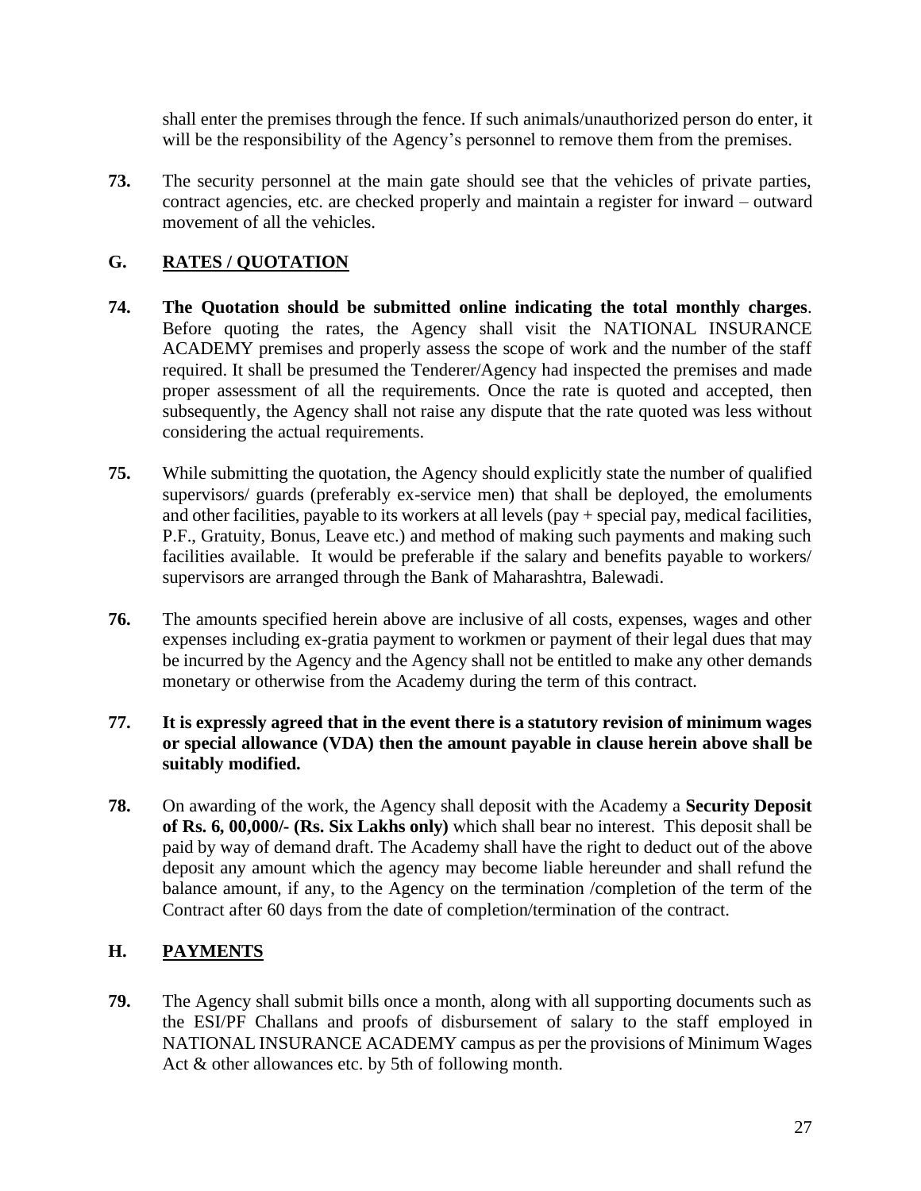shall enter the premises through the fence. If such animals/unauthorized person do enter, it will be the responsibility of the Agency's personnel to remove them from the premises.

**73.** The security personnel at the main gate should see that the vehicles of private parties, contract agencies, etc. are checked properly and maintain a register for inward – outward movement of all the vehicles.

## G. RATES / QUOTATION

**74. The Quotation should be submitted online indicating the total monthly charges**. Before quoting the rates, the Agency shall visit the NATIONAL INSURANCE ACADEMY premises and properly assess the scope of work and the number of the staff required. It shall be presumed the Tenderer/Agency had inspected the premises and made proper assessment of all the requirements. Once the rate is quoted and accepted, then subsequently, the Agency shall not raise any dispute that the rate quoted was less without considering the actual requirements.

**75.** While submitting the quotation, the Agency should explicitly state the number of qualified supervisors/ guards (preferably ex-service men) that shall be deployed, the emoluments and other facilities, payable to its workers at all levels (pay + special pay, medical facilities, P.F., Gratuity, Bonus, Leave etc.) and method of making such payments and making such facilities available. It would be preferable if the salary and benefits payable to workers/ supervisors are arranged through the Bank of Maharashtra, Balewadi.

**76.** The amounts specified herein above are inclusive of all costs, expenses, wages and other expenses including ex-gratia payment to workmen or payment of their legal dues that may be incurred by the Agency and the Agency shall not be entitled to make any other demands monetary or otherwise from the Academy during the term of this contract.

**77. It is expressly agreed that in the event there is a statutory revision of minimum wages or special allowance (VDA) then the amount payable in clause herein above shall be suitably modified.**

**78.** On awarding of the work, the Agency shall deposit with the Academy a **Security Deposit of Rs. 6, 00,000/- (Rs. Six Lakhs only)** which shall bear no interest. This deposit shall be paid by way of demand draft. The Academy shall have the right to deduct out of the above deposit any amount which the agency may become liable hereunder and shall refund the balance amount, if any, to the Agency on the termination /completion of the term of the Contract after 60 days from the date of completion/termination of the contract.

## H. PAYMENTS

**79.** The Agency shall submit bills once a month, along with all supporting documents such as the ESI/PF Challans and proofs of disbursement of salary to the staff employed in NATIONAL INSURANCE ACADEMY campus as per the provisions of Minimum Wages Act & other allowances etc. by 5th of following month.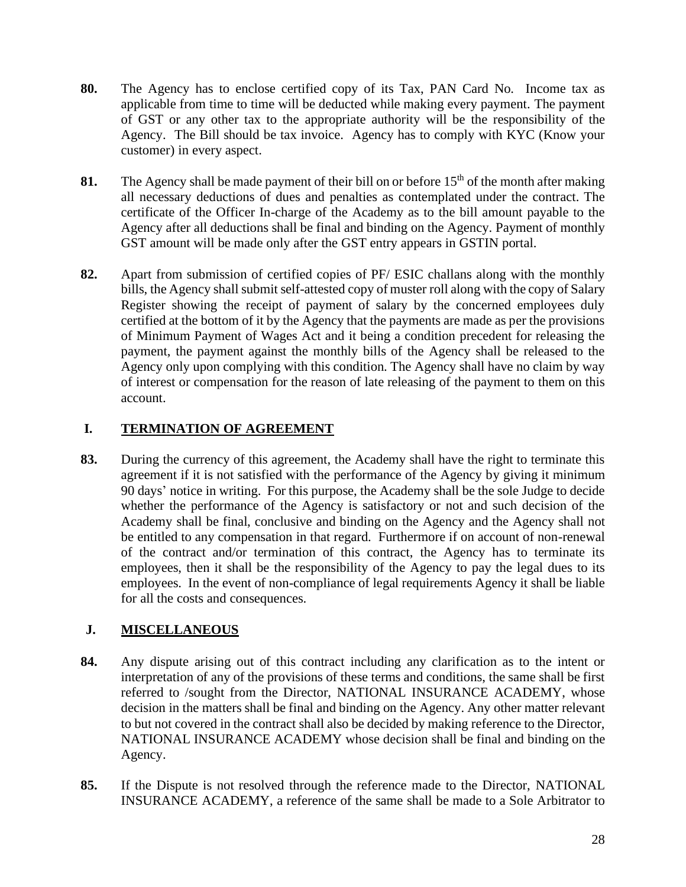**80.** The Agency has to enclose certified copy of its Tax, PAN Card No. Income tax as applicable from time to time will be deducted while making every payment. The payment of GST or any other tax to the appropriate authority will be the responsibility of the Agency. The Bill should be tax invoice. Agency has to comply with KYC (Know your customer) in every aspect.

**81.** The Agency shall be made payment of their bill on or before 15th of the month after making all necessary deductions of dues and penalties as contemplated under the contract. The certificate of the Officer In-charge of the Academy as to the bill amount payable to the Agency after all deductions shall be final and binding on the Agency. Payment of monthly GST amount will be made only after the GST entry appears in GSTIN portal.

**82.** Apart from submission of certified copies of PF/ ESIC challans along with the monthly bills, the Agency shall submit self-attested copy of muster roll along with the copy of Salary Register showing the receipt of payment of salary by the concerned employees duly certified at the bottom of it by the Agency that the payments are made as per the provisions of Minimum Payment of Wages Act and it being a condition precedent for releasing the payment, the payment against the monthly bills of the Agency shall be released to the Agency only upon complying with this condition. The Agency shall have no claim by way of interest or compensation for the reason of late releasing of the payment to them on this account.

## I. TERMINATION OF AGREEMENT

**83.** During the currency of this agreement, the Academy shall have the right to terminate this agreement if it is not satisfied with the performance of the Agency by giving it minimum 90 days' notice in writing. For this purpose, the Academy shall be the sole Judge to decide whether the performance of the Agency is satisfactory or not and such decision of the Academy shall be final, conclusive and binding on the Agency and the Agency shall not be entitled to any compensation in that regard. Furthermore if on account of non-renewal of the contract and/or termination of this contract, the Agency has to terminate its employees, then it shall be the responsibility of the Agency to pay the legal dues to its employees. In the event of non-compliance of legal requirements Agency it shall be liable for all the costs and consequences.

## J. MISCELLANEOUS

**84.** Any dispute arising out of this contract including any clarification as to the intent or interpretation of any of the provisions of these terms and conditions, the same shall be first referred to /sought from the Director, NATIONAL INSURANCE ACADEMY, whose decision in the matters shall be final and binding on the Agency. Any other matter relevant to but not covered in the contract shall also be decided by making reference to the Director, NATIONAL INSURANCE ACADEMY whose decision shall be final and binding on the Agency.

**85.** If the Dispute is not resolved through the reference made to the Director, NATIONAL INSURANCE ACADEMY, a reference of the same shall be made to a Sole Arbitrator to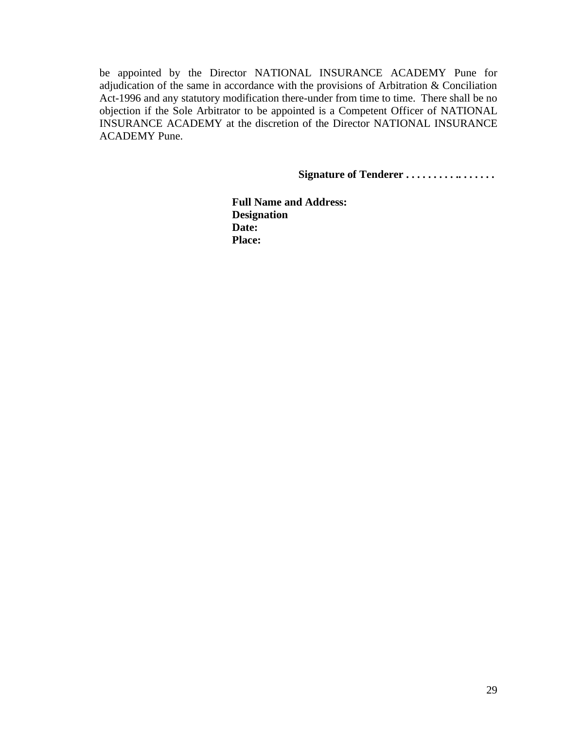be appointed by the Director NATIONAL INSURANCE ACADEMY Pune for adjudication of the same in accordance with the provisions of Arbitration & Conciliation Act-1996 and any statutory modification there-under from time to time. There shall be no objection if the Sole Arbitrator to be appointed is a Competent Officer of NATIONAL INSURANCE ACADEMY at the discretion of the Director NATIONAL INSURANCE ACADEMY Pune.

**Signature of Tenderer . . . . . . . . . .. . . . . . .**

**Full Name and Address:**
**Designation**
**Date:**
**Place:**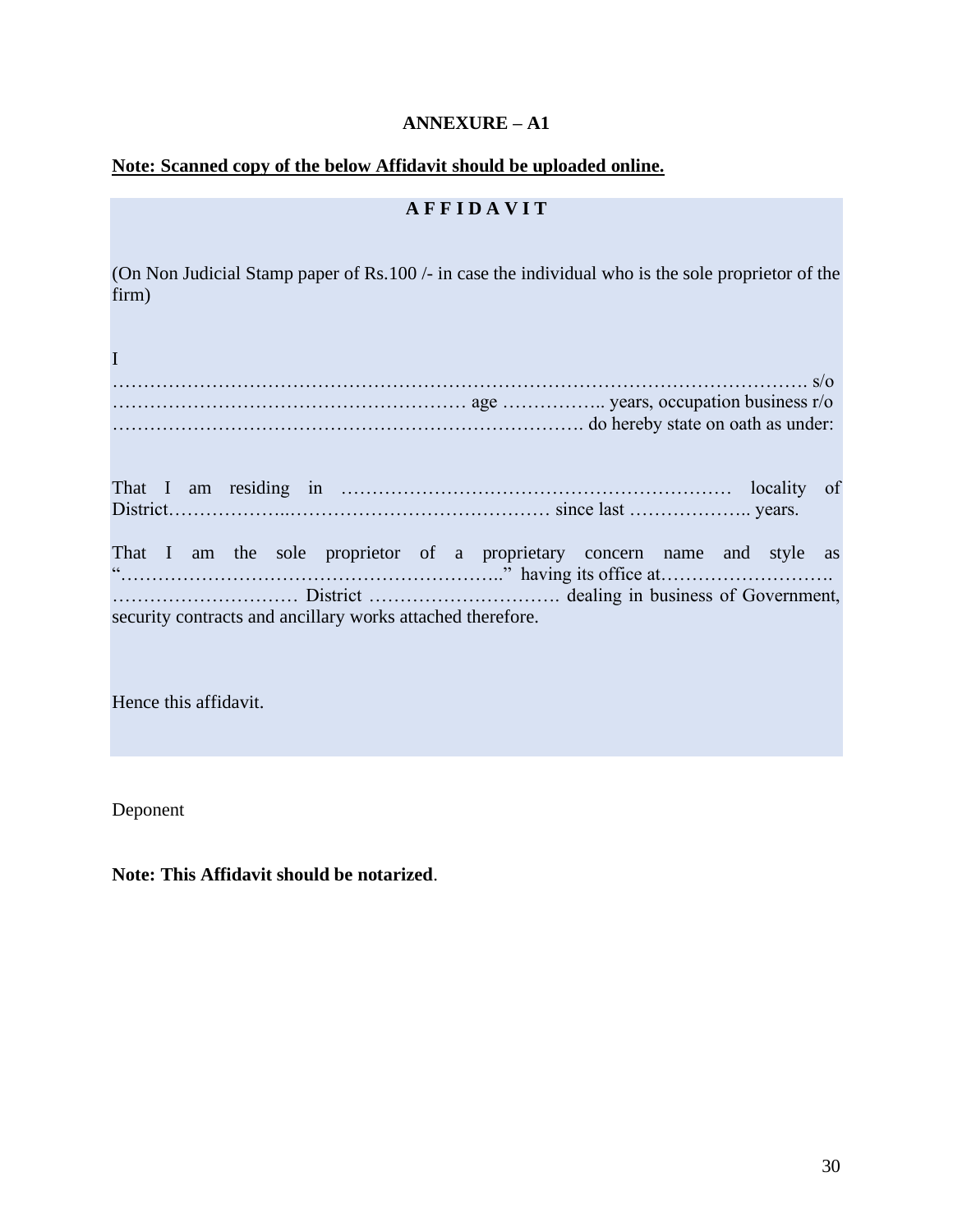**ANNEXURE – A1**

**<u>Note: Scanned copy of the below Affidavit should be uploaded online.</u>**

**A F F I D A V I T**

(On Non Judicial Stamp paper of Rs.100 /- in case the individual who is the sole proprietor of the firm)

I …………………………………………………………………………………………………. s/o ……………………………………………… age …………….. years, occupation business r/o ………………………………………………………………. do hereby state on oath as under:

That I am residing in ……………………………………………………… locality of District………………..…………………………………… since last ……………….. years.

That I am the sole proprietor of a proprietary concern name and style as "…………………………………………………..'' having its office at……………………… ………………………… District …………………………. dealing in business of Government, security contracts and ancillary works attached therefore.

Hence this affidavit.

Deponent

**Note: This Affidavit should be notarized**.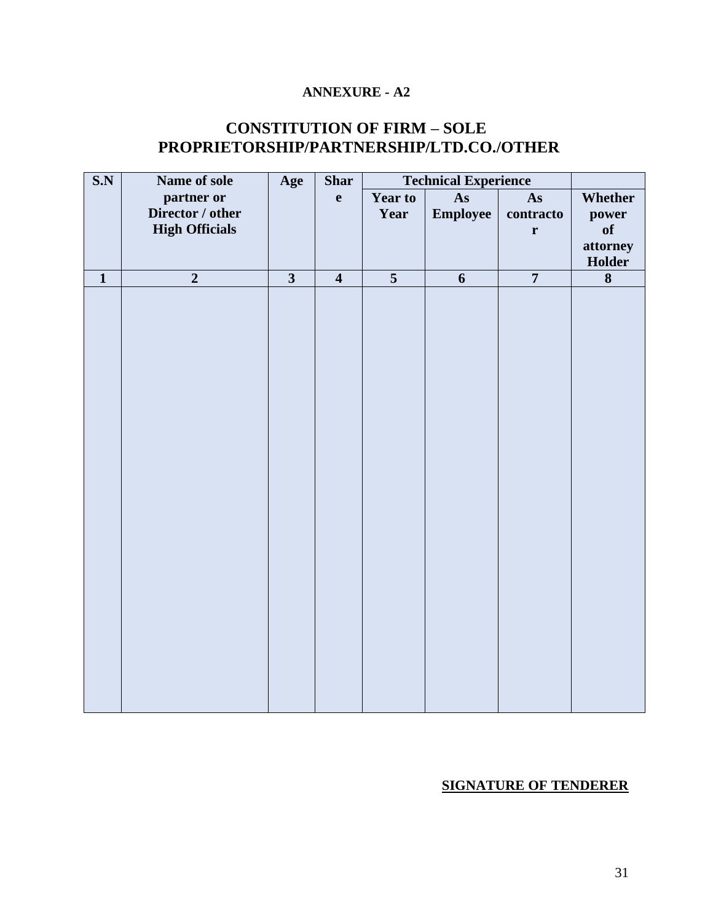**ANNEXURE - A2**

## CONSTITUTION OF FIRM – SOLE PROPRIETORSHIP/PARTNERSHIP/LTD.CO./OTHER

| S.N | Name of sole partner or Director / other High Officials | Age | Share | Technical Experience | | | Whether power of attorney Holder |
|---|---|---|---|---|---|---|---|
| | | | | Year to Year | As Employee | As contractor | |
| 1 | 2 | 3 | 4 | 5 | 6 | 7 | 8 |
| | | | | | | | |

**SIGNATURE OF TENDERER**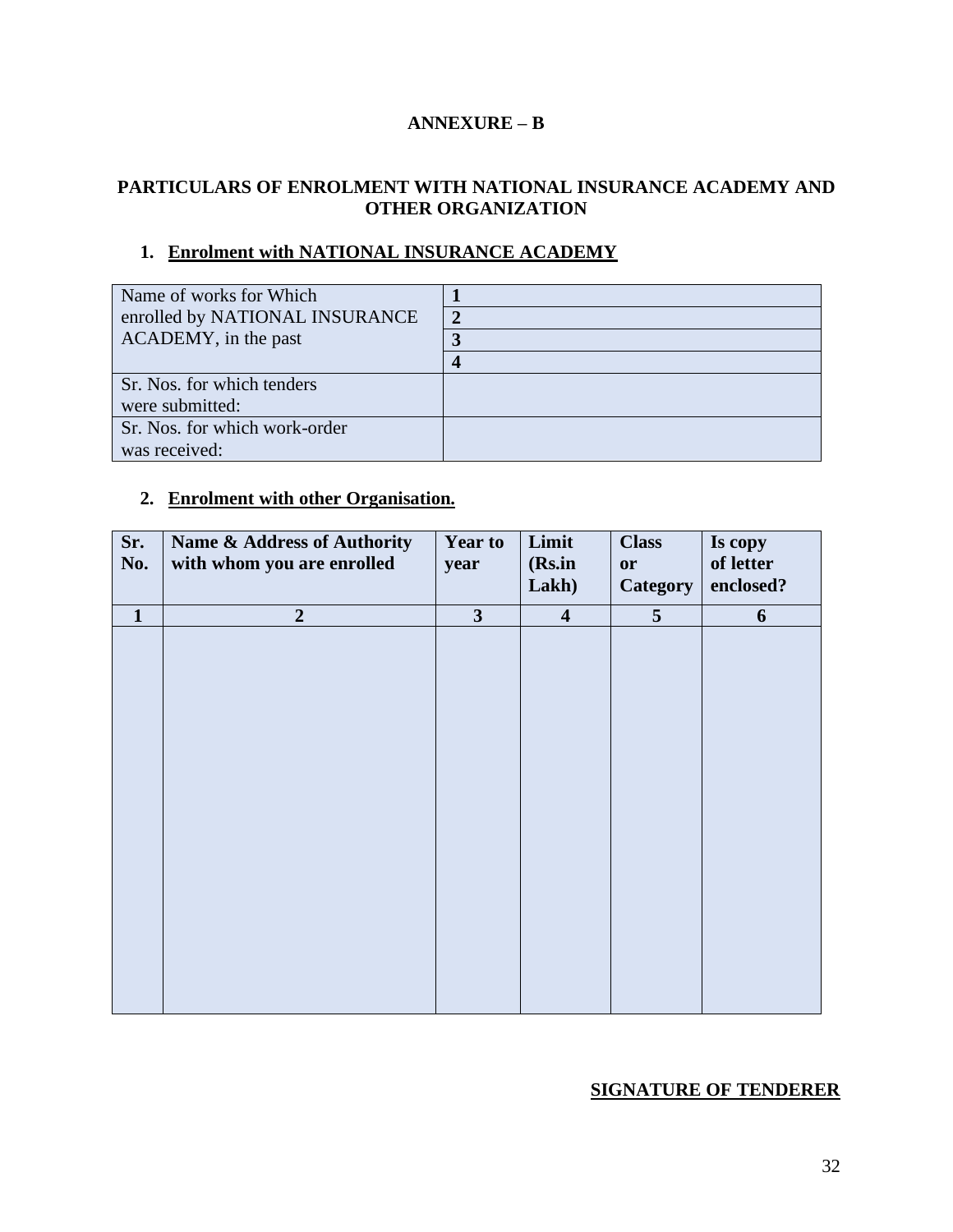**ANNEXURE – B**

**PARTICULARS OF ENROLMENT WITH NATIONAL INSURANCE ACADEMY AND OTHER ORGANIZATION**

1. **Enrolment with NATIONAL INSURANCE ACADEMY**

| Name of works for Which enrolled by NATIONAL INSURANCE ACADEMY, in the past | **1** |
|---|---|
| | **2** |
| | **3** |
| | **4** |
| Sr. Nos. for which tenders were submitted: | |
| Sr. Nos. for which work-order was received: | |

2. **Enrolment with other Organisation.**

| Sr. No. | Name & Address of Authority with whom you are enrolled | Year to year | Limit (Rs.in Lakh) | Class or Category | Is copy of letter enclosed? |
|---|---|---|---|---|---|
| **1** | **2** | **3** | **4** | **5** | **6** |
| | | | | | |

**SIGNATURE OF TENDERER**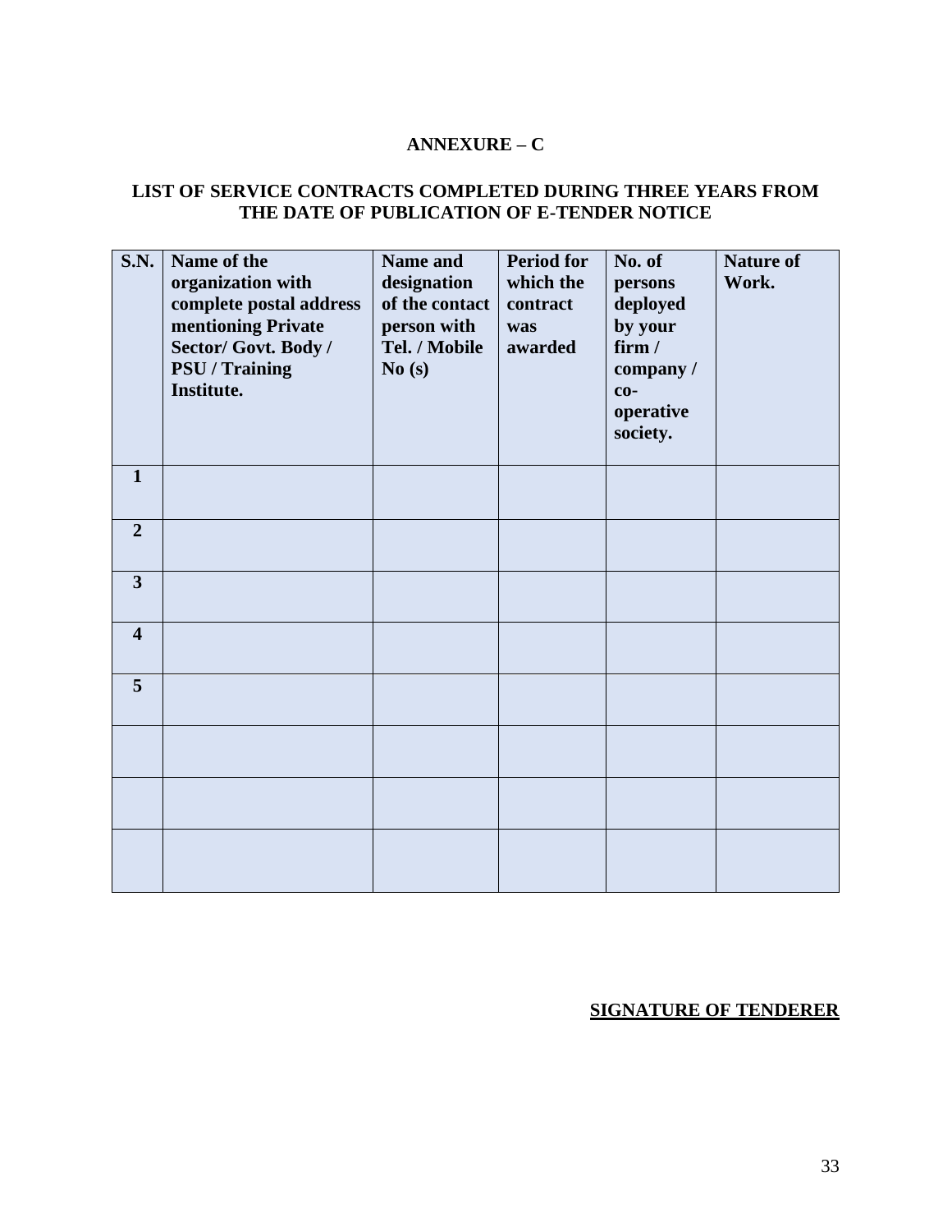**ANNEXURE – C**

**LIST OF SERVICE CONTRACTS COMPLETED DURING THREE YEARS FROM THE DATE OF PUBLICATION OF E-TENDER NOTICE**

| S.N. | Name of the organization with complete postal address mentioning Private Sector/ Govt. Body / PSU / Training Institute. | Name and designation of the contact person with Tel. / Mobile No (s) | Period for which the contract was awarded | No. of persons deployed by your firm / company / co-operative society. | Nature of Work. |
|---|---|---|---|---|---|
| 1 | | | | | |
| 2 | | | | | |
| 3 | | | | | |
| 4 | | | | | |
| 5 | | | | | |
| | | | | | |
| | | | | | |
| | | | | | |

**SIGNATURE OF TENDERER**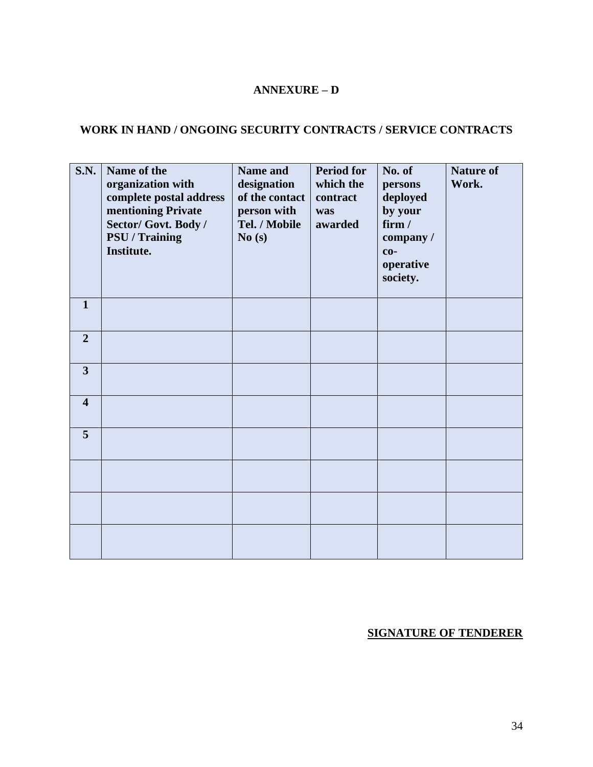**ANNEXURE – D**

**WORK IN HAND / ONGOING SECURITY CONTRACTS / SERVICE CONTRACTS**

| S.N. | Name of the organization with complete postal address mentioning Private Sector/ Govt. Body / PSU / Training Institute. | Name and designation of the contact person with Tel. / Mobile No (s) | Period for which the contract was awarded | No. of persons deployed by your firm / company / co-operative society. | Nature of Work. |
|---|---|---|---|---|---|
| 1 | | | | | |
| 2 | | | | | |
| 3 | | | | | |
| 4 | | | | | |
| 5 | | | | | |
| | | | | | |
| | | | | | |
| | | | | | |

**SIGNATURE OF TENDERER**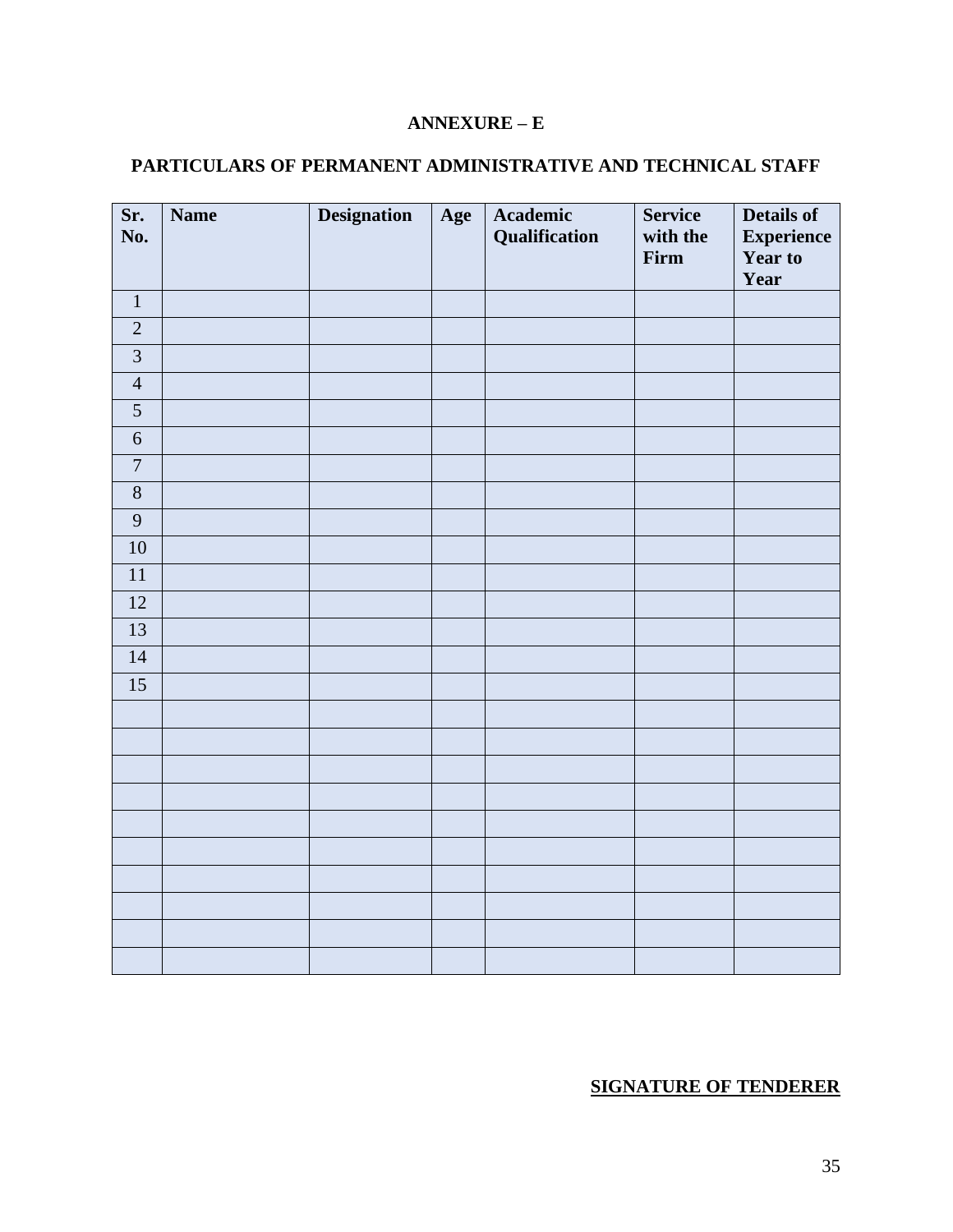**ANNEXURE – E**

**PARTICULARS OF PERMANENT ADMINISTRATIVE AND TECHNICAL STAFF**

| Sr. No. | Name | Designation | Age | Academic Qualification | Service with the Firm | Details of Experience Year to Year |
|---|---|---|---|---|---|---|
| 1 | | | | | | |
| 2 | | | | | | |
| 3 | | | | | | |
| 4 | | | | | | |
| 5 | | | | | | |
| 6 | | | | | | |
| 7 | | | | | | |
| 8 | | | | | | |
| 9 | | | | | | |
| 10 | | | | | | |
| 11 | | | | | | |
| 12 | | | | | | |
| 13 | | | | | | |
| 14 | | | | | | |
| 15 | | | | | | |
| | | | | | | |
| | | | | | | |
| | | | | | | |
| | | | | | | |
| | | | | | | |
| | | | | | | |
| | | | | | | |
| | | | | | | |
| | | | | | | |
| | | | | | | |

**SIGNATURE OF TENDERER**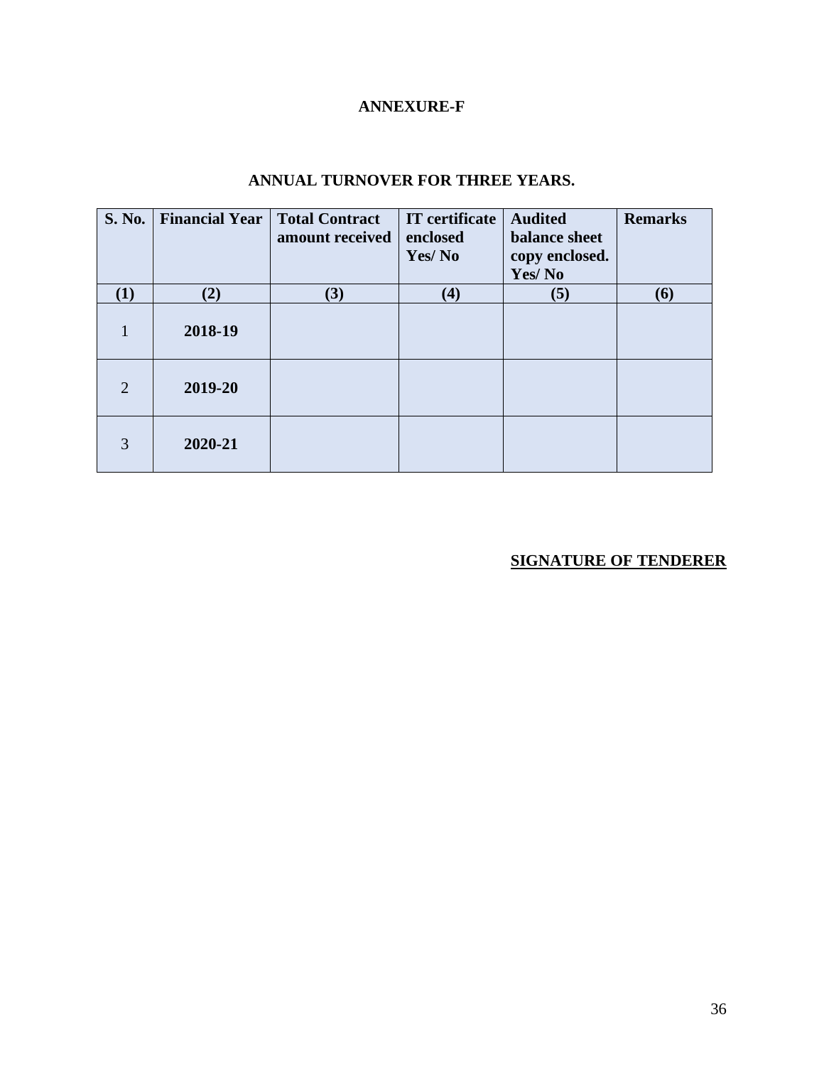**ANNEXURE-F**

**ANNUAL TURNOVER FOR THREE YEARS.**

| S. No. | Financial Year | Total Contract amount received | IT certificate enclosed Yes/ No | Audited balance sheet copy enclosed. Yes/ No | Remarks |
|---|---|---|---|---|---|
| (1) | (2) | (3) | (4) | (5) | (6) |
| 1 | 2018-19 | | | | |
| 2 | 2019-20 | | | | |
| 3 | 2020-21 | | | | |

**SIGNATURE OF TENDERER**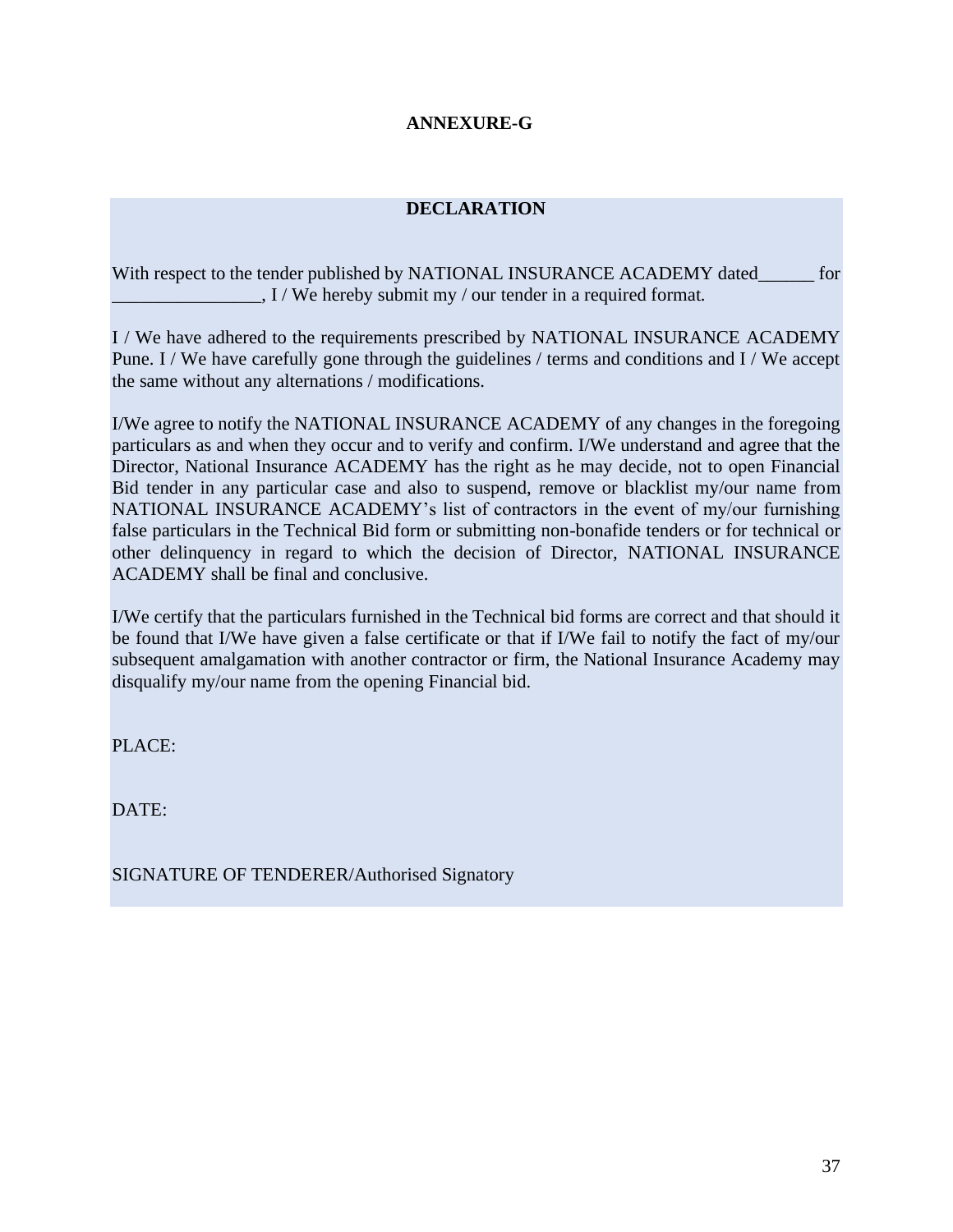## ANNEXURE-G

### DECLARATION

With respect to the tender published by NATIONAL INSURANCE ACADEMY dated______ for ________________, I / We hereby submit my / our tender in a required format.

I / We have adhered to the requirements prescribed by NATIONAL INSURANCE ACADEMY Pune. I / We have carefully gone through the guidelines / terms and conditions and I / We accept the same without any alternations / modifications.

I/We agree to notify the NATIONAL INSURANCE ACADEMY of any changes in the foregoing particulars as and when they occur and to verify and confirm. I/We understand and agree that the Director, National Insurance ACADEMY has the right as he may decide, not to open Financial Bid tender in any particular case and also to suspend, remove or blacklist my/our name from NATIONAL INSURANCE ACADEMY's list of contractors in the event of my/our furnishing false particulars in the Technical Bid form or submitting non-bonafide tenders or for technical or other delinquency in regard to which the decision of Director, NATIONAL INSURANCE ACADEMY shall be final and conclusive.

I/We certify that the particulars furnished in the Technical bid forms are correct and that should it be found that I/We have given a false certificate or that if I/We fail to notify the fact of my/our subsequent amalgamation with another contractor or firm, the National Insurance Academy may disqualify my/our name from the opening Financial bid.

PLACE:

DATE:

SIGNATURE OF TENDERER/Authorised Signatory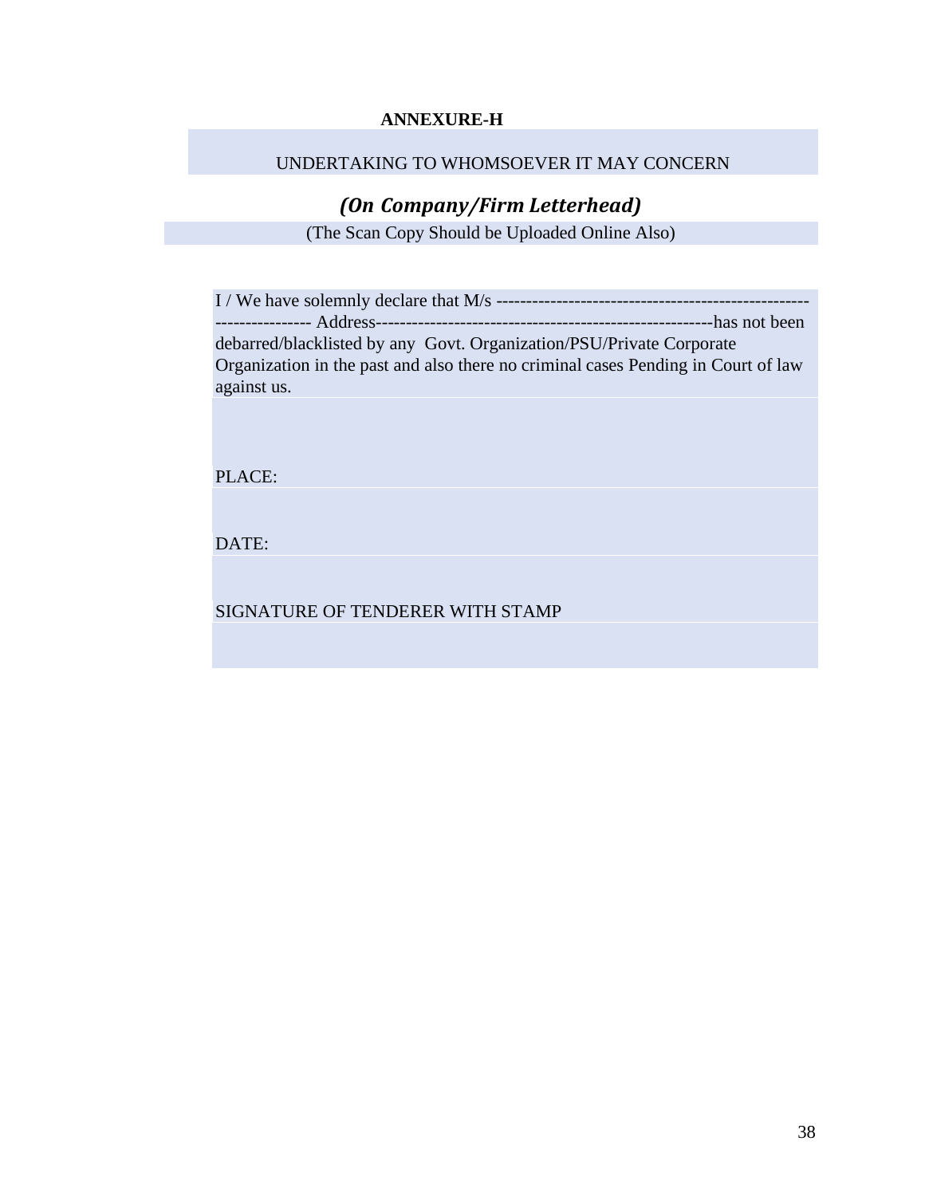**ANNEXURE-H**

UNDERTAKING TO WHOMSOEVER IT MAY CONCERN

***(On Company/Firm Letterhead)***

(The Scan Copy Should be Uploaded Online Also)

I / We have solemnly declare that M/s ---------------------------------------------------------------------- Address---------------------------------------------------------has not been debarred/blacklisted by any Govt. Organization/PSU/Private Corporate Organization in the past and also there no criminal cases Pending in Court of law against us.

PLACE:

DATE:

SIGNATURE OF TENDERER WITH STAMP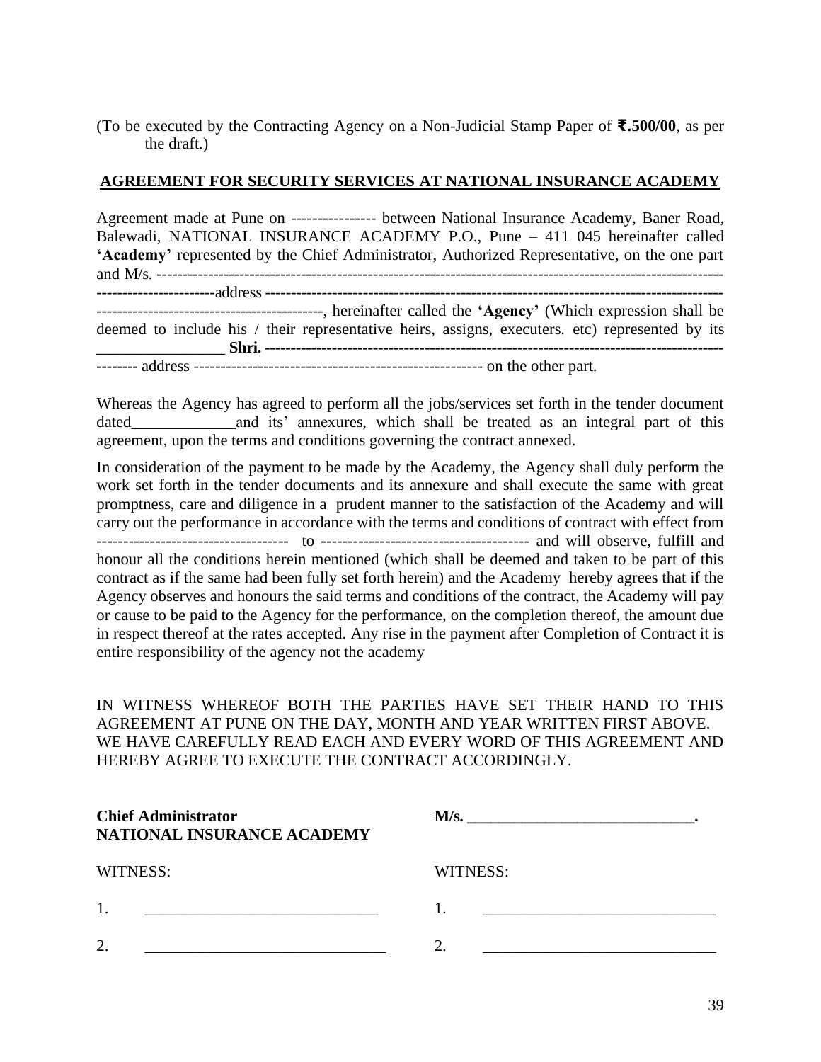(To be executed by the Contracting Agency on a Non-Judicial Stamp Paper of **₹.500/00**, as per the draft.)

## AGREEMENT FOR SECURITY SERVICES AT NATIONAL INSURANCE ACADEMY

Agreement made at Pune on ---------------- between National Insurance Academy, Baner Road, Balewadi, NATIONAL INSURANCE ACADEMY P.O., Pune – 411 045 hereinafter called **'Academy'** represented by the Chief Administrator, Authorized Representative, on the one part and M/s. ----------------------------------------------------------------------------------------------------------------------------------address -------------------------------------------------------------------------------------------------------------------------------, hereinafter called the **'Agency'** (Which expression shall be deemed to include his / their representative heirs, assigns, executers. etc) represented by its ________________ **Shri. ------------------------------------------------------------------------------------------------** address ------------------------------------------------------- on the other part.

Whereas the Agency has agreed to perform all the jobs/services set forth in the tender document dated_____________and its' annexures, which shall be treated as an integral part of this agreement, upon the terms and conditions governing the contract annexed.

In consideration of the payment to be made by the Academy, the Agency shall duly perform the work set forth in the tender documents and its annexure and shall execute the same with great promptness, care and diligence in a prudent manner to the satisfaction of the Academy and will carry out the performance in accordance with the terms and conditions of contract with effect from ------------------------------------ to --------------------------------------- and will observe, fulfill and honour all the conditions herein mentioned (which shall be deemed and taken to be part of this contract as if the same had been fully set forth herein) and the Academy hereby agrees that if the Agency observes and honours the said terms and conditions of the contract, the Academy will pay or cause to be paid to the Agency for the performance, on the completion thereof, the amount due in respect thereof at the rates accepted. Any rise in the payment after Completion of Contract it is entire responsibility of the agency not the academy

IN WITNESS WHEREOF BOTH THE PARTIES HAVE SET THEIR HAND TO THIS AGREEMENT AT PUNE ON THE DAY, MONTH AND YEAR WRITTEN FIRST ABOVE. WE HAVE CAREFULLY READ EACH AND EVERY WORD OF THIS AGREEMENT AND HEREBY AGREE TO EXECUTE THE CONTRACT ACCORDINGLY.

**Chief Administrator**
**NATIONAL INSURANCE ACADEMY**

WITNESS:

1. _____________________________

2. _______________________________

**M/s. ____________________________.**

WITNESS:

1. _____________________________

2. _____________________________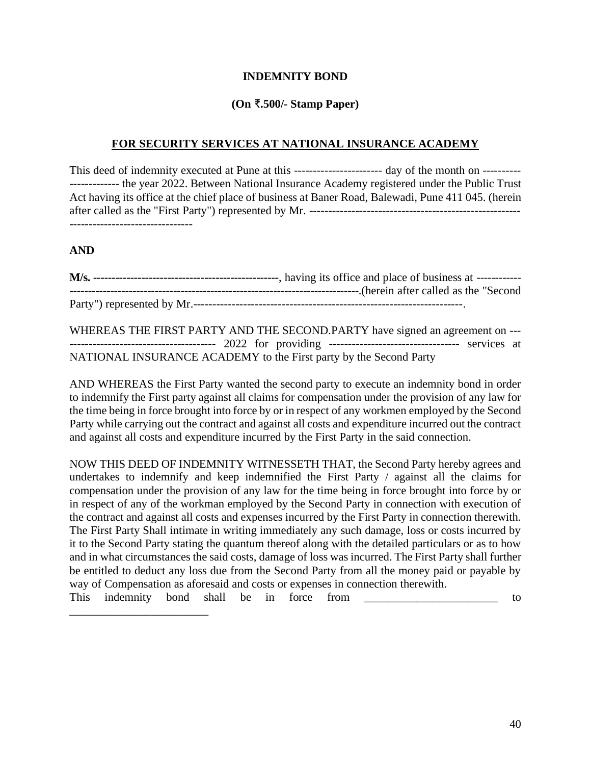**INDEMNITY BOND**

**(On ₹.500/- Stamp Paper)**

**FOR SECURITY SERVICES AT NATIONAL INSURANCE ACADEMY**

This deed of indemnity executed at Pune at this ----------------------- day of the month on ---------- ------------- the year 2022. Between National Insurance Academy registered under the Public Trust Act having its office at the chief place of business at Baner Road, Balewadi, Pune 411 045. (herein after called as the "First Party") represented by Mr. -------------------------------------------------------- --------------------------------

**AND**

**M/s.** --------------------------------------------------, having its office and place of business at ------------ -----------------------------------------------------------------------------.(herein after called as the "Second Party") represented by Mr.-----------------------------------------------------------------------.

WHEREAS THE FIRST PARTY AND THE SECOND.PARTY have signed an agreement on --- -------------------------------------- 2022 for providing ---------------------------------- services at NATIONAL INSURANCE ACADEMY to the First party by the Second Party

AND WHEREAS the First Party wanted the second party to execute an indemnity bond in order to indemnify the First party against all claims for compensation under the provision of any law for the time being in force brought into force by or in respect of any workmen employed by the Second Party while carrying out the contract and against all costs and expenditure incurred out the contract and against all costs and expenditure incurred by the First Party in the said connection.

NOW THIS DEED OF INDEMNITY WITNESSETH THAT, the Second Party hereby agrees and undertakes to indemnify and keep indemnified the First Party / against all the claims for compensation under the provision of any law for the time being in force brought into force by or in respect of any of the workman employed by the Second Party in connection with execution of the contract and against all costs and expenses incurred by the First Party in connection therewith. The First Party Shall intimate in writing immediately any such damage, loss or costs incurred by it to the Second Party stating the quantum thereof along with the detailed particulars or as to how and in what circumstances the said costs, damage of loss was incurred. The First Party shall further be entitled to deduct any loss due from the Second Party from all the money paid or payable by way of Compensation as aforesaid and costs or expenses in connection therewith.

This indemnity bond shall be in force from ________________________ to ________________________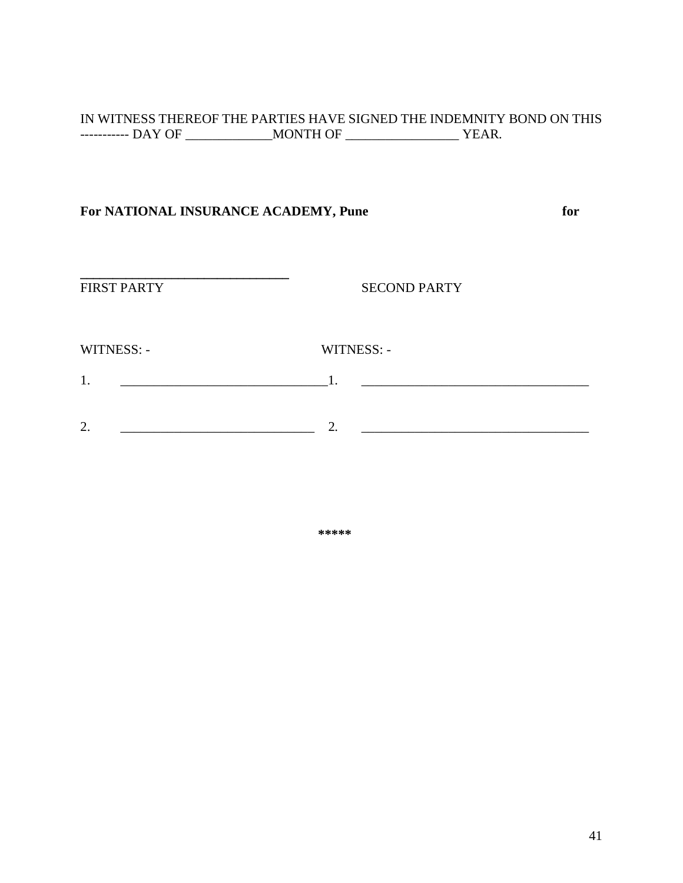IN WITNESS THEREOF THE PARTIES HAVE SIGNED THE INDEMNITY BOND ON THIS ----------- DAY OF _____________MONTH OF _________________ YEAR.

**For NATIONAL INSURANCE ACADEMY, Pune** **for**

_______________________________

FIRST PARTY SECOND PARTY

WITNESS: - WITNESS: -

1. _______________________________ 1. __________________________________

2. _____________________________ 2. __________________________________

\*\*\*\*\*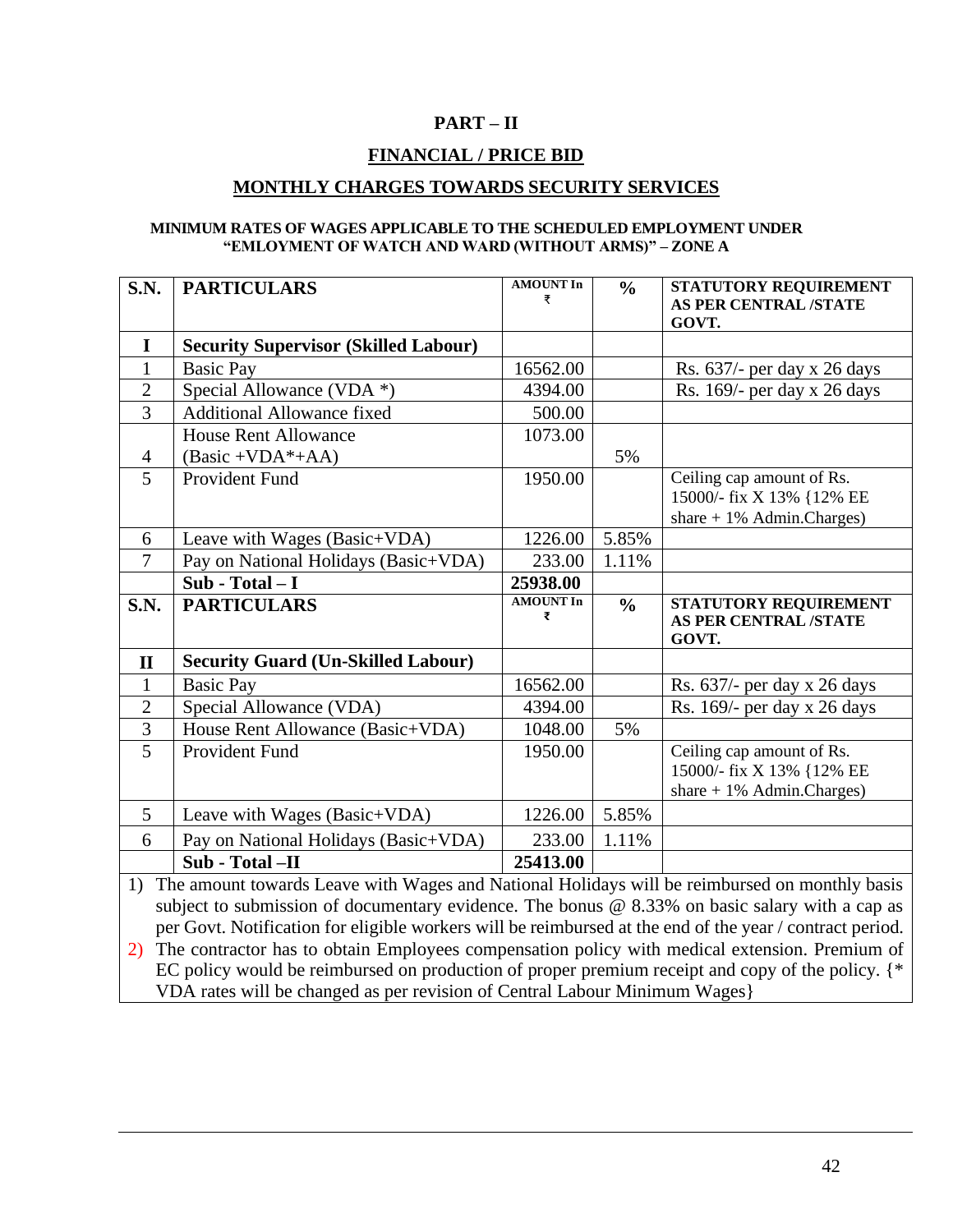# PART – II

## FINANCIAL / PRICE BID

## MONTHLY CHARGES TOWARDS SECURITY SERVICES

**MINIMUM RATES OF WAGES APPLICABLE TO THE SCHEDULED EMPLOYMENT UNDER "EMLOYMENT OF WATCH AND WARD (WITHOUT ARMS)" – ZONE A**

| S.N. | PARTICULARS | AMOUNT In ₹ | % | STATUTORY REQUIREMENT AS PER CENTRAL /STATE GOVT. |
|---|---|---|---|---|
| **I** | **Security Supervisor (Skilled Labour)** | | | |
| 1 | Basic Pay | 16562.00 | | Rs. 637/- per day x 26 days |
| 2 | Special Allowance (VDA *) | 4394.00 | | Rs. 169/- per day x 26 days |
| 3 | Additional Allowance fixed | 500.00 | | |
| 4 | House Rent Allowance (Basic +VDA*+AA) | 1073.00 | 5% | |
| 5 | Provident Fund | 1950.00 | | Ceiling cap amount of Rs. 15000/- fix X 13% {12% EE share + 1% Admin.Charges) |
| 6 | Leave with Wages (Basic+VDA) | 1226.00 | 5.85% | |
| 7 | Pay on National Holidays (Basic+VDA) | 233.00 | 1.11% | |
| | **Sub - Total – I** | **25938.00** | | |
| **S.N.** | **PARTICULARS** | **AMOUNT In ₹** | **%** | **STATUTORY REQUIREMENT AS PER CENTRAL /STATE GOVT.** |
| **II** | **Security Guard (Un-Skilled Labour)** | | | |
| 1 | Basic Pay | 16562.00 | | Rs. 637/- per day x 26 days |
| 2 | Special Allowance (VDA) | 4394.00 | | Rs. 169/- per day x 26 days |
| 3 | House Rent Allowance (Basic+VDA) | 1048.00 | 5% | |
| 5 | Provident Fund | 1950.00 | | Ceiling cap amount of Rs. 15000/- fix X 13% {12% EE share + 1% Admin.Charges) |
| 5 | Leave with Wages (Basic+VDA) | 1226.00 | 5.85% | |
| 6 | Pay on National Holidays (Basic+VDA) | 233.00 | 1.11% | |
| | **Sub - Total –II** | **25413.00** | | |

1) The amount towards Leave with Wages and National Holidays will be reimbursed on monthly basis subject to submission of documentary evidence. The bonus @ 8.33% on basic salary with a cap as per Govt. Notification for eligible workers will be reimbursed at the end of the year / contract period.
2) The contractor has to obtain Employees compensation policy with medical extension. Premium of EC policy would be reimbursed on production of proper premium receipt and copy of the policy. {* VDA rates will be changed as per revision of Central Labour Minimum Wages}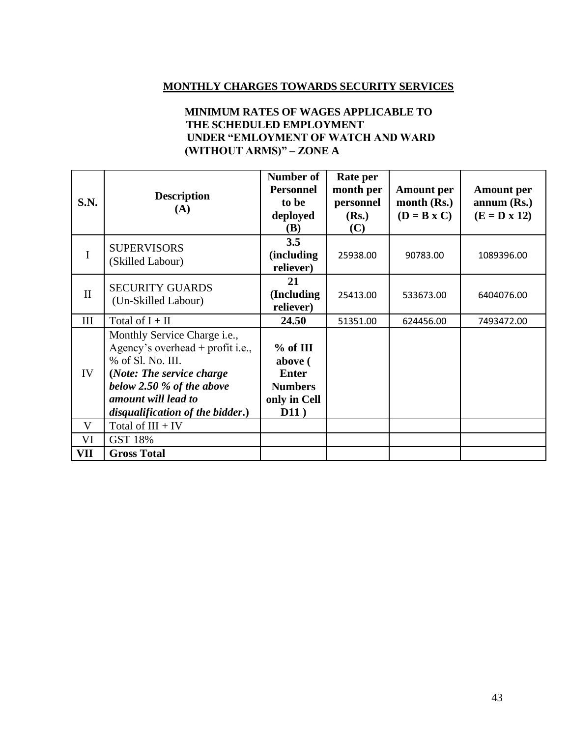## MONTHLY CHARGES TOWARDS SECURITY SERVICES

**MINIMUM RATES OF WAGES APPLICABLE TO THE SCHEDULED EMPLOYMENT UNDER "EMLOYMENT OF WATCH AND WARD (WITHOUT ARMS)" – ZONE A**

| S.N. | Description (A) | Number of Personnel to be deployed (B) | Rate per month per personnel (Rs.) (C) | Amount per month (Rs.) (D = B x C) | Amount per annum (Rs.) (E = D x 12) |
|---|---|---|---|---|---|
| I | SUPERVISORS (Skilled Labour) | **3.5 (including reliever)** | 25938.00 | 90783.00 | 1089396.00 |
| II | SECURITY GUARDS (Un-Skilled Labour) | **21 (Including reliever)** | 25413.00 | 533673.00 | 6404076.00 |
| III | Total of I + II | **24.50** | 51351.00 | 624456.00 | 7493472.00 |
| IV | Monthly Service Charge i.e., Agency's overhead + profit i.e., % of Sl. No. III. **(*Note: The service charge below 2.50 % of the above amount will lead to disqualification of the bidder*.)** | **% of III above ( Enter Numbers only in Cell D11 )** | | | |
| V | Total of III + IV | | | | |
| VI | GST 18% | | | | |
| **VII** | **Gross Total** | | | | |